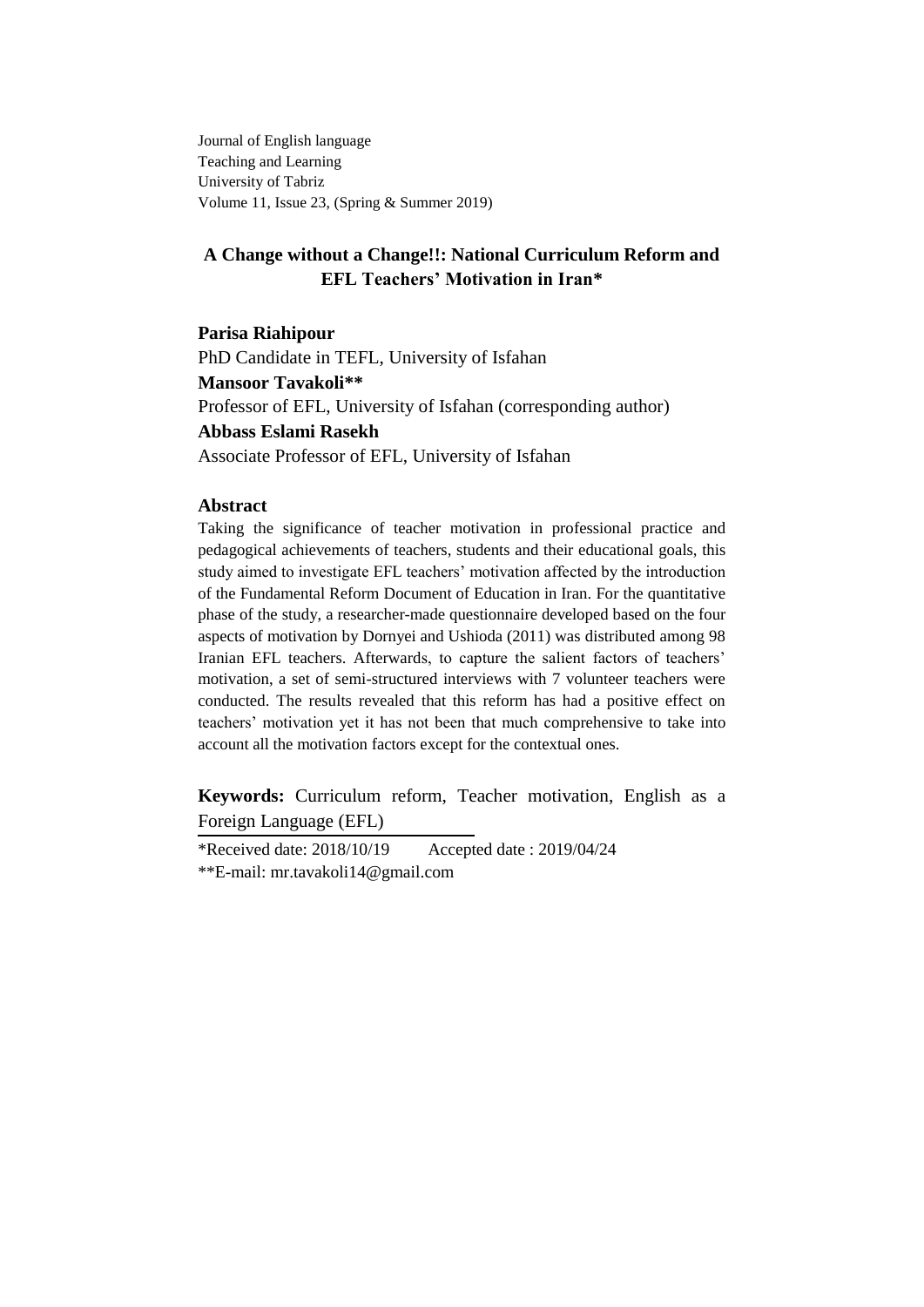Journal of English language
Teaching and Learning
University of Tabriz
Volume 11, Issue 23, (Spring & Summer 2019)

# A Change without a Change!!: National Curriculum Reform and EFL Teachers' Motivation in Iran*

**Parisa Riahipour**
PhD Candidate in TEFL, University of Isfahan
**Mansoor Tavakoli****
Professor of EFL, University of Isfahan (corresponding author)
**Abbass Eslami Rasekh**
Associate Professor of EFL, University of Isfahan

## Abstract

Taking the significance of teacher motivation in professional practice and pedagogical achievements of teachers, students and their educational goals, this study aimed to investigate EFL teachers' motivation affected by the introduction of the Fundamental Reform Document of Education in Iran. For the quantitative phase of the study, a researcher-made questionnaire developed based on the four aspects of motivation by Dornyei and Ushioda (2011) was distributed among 98 Iranian EFL teachers. Afterwards, to capture the salient factors of teachers' motivation, a set of semi-structured interviews with 7 volunteer teachers were conducted. The results revealed that this reform has had a positive effect on teachers' motivation yet it has not been that much comprehensive to take into account all the motivation factors except for the contextual ones.

**Keywords:** Curriculum reform, Teacher motivation, English as a Foreign Language (EFL)

*Received date: 2018/10/19 Accepted date : 2019/04/24
**E-mail: mr.tavakoli14@gmail.com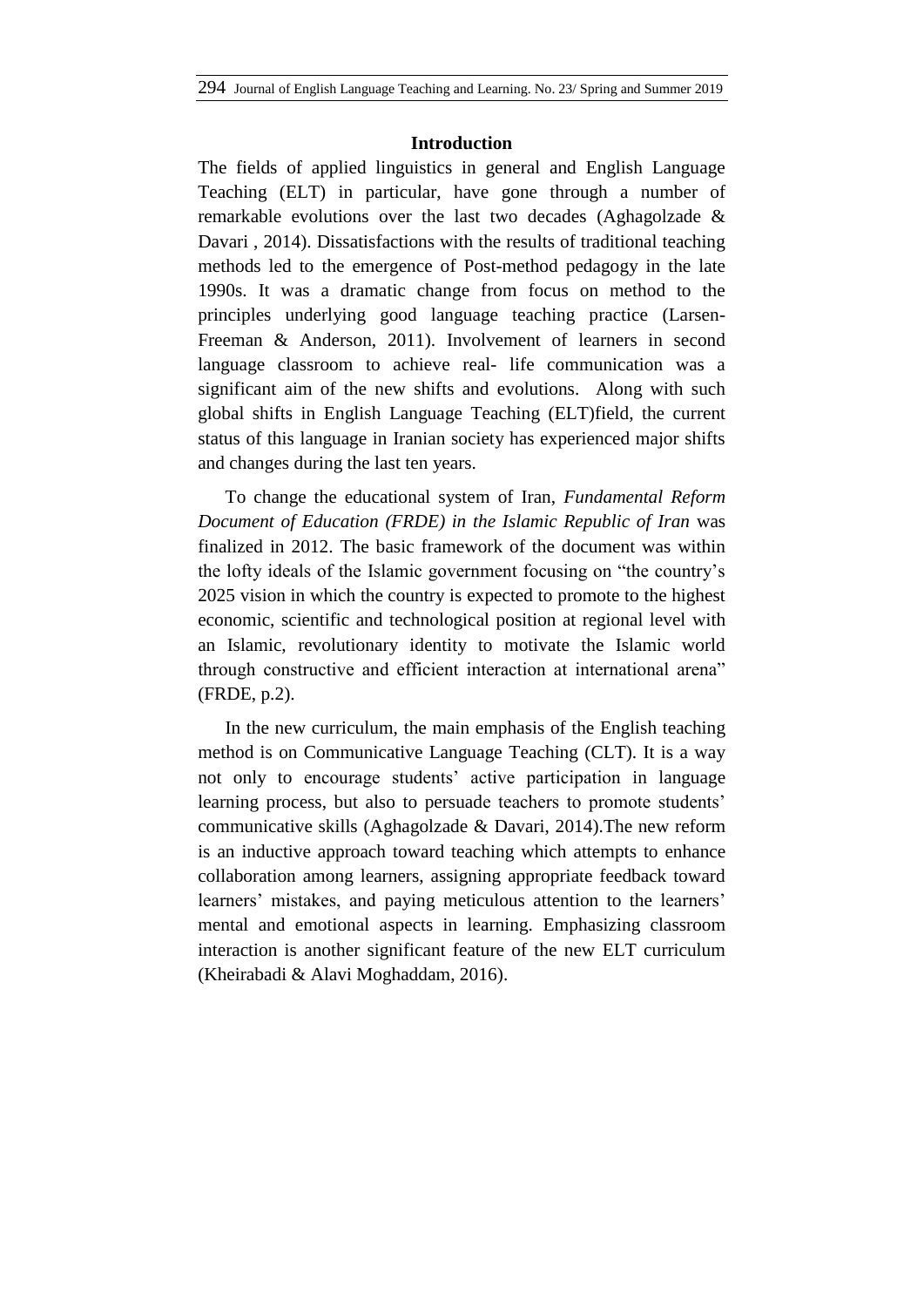## Introduction

The fields of applied linguistics in general and English Language Teaching (ELT) in particular, have gone through a number of remarkable evolutions over the last two decades (Aghagolzade & Davari , 2014). Dissatisfactions with the results of traditional teaching methods led to the emergence of Post-method pedagogy in the late 1990s. It was a dramatic change from focus on method to the principles underlying good language teaching practice (Larsen-Freeman & Anderson, 2011). Involvement of learners in second language classroom to achieve real- life communication was a significant aim of the new shifts and evolutions. Along with such global shifts in English Language Teaching (ELT)field, the current status of this language in Iranian society has experienced major shifts and changes during the last ten years.

To change the educational system of Iran, *Fundamental Reform Document of Education (FRDE) in the Islamic Republic of Iran* was finalized in 2012. The basic framework of the document was within the lofty ideals of the Islamic government focusing on "the country's 2025 vision in which the country is expected to promote to the highest economic, scientific and technological position at regional level with an Islamic, revolutionary identity to motivate the Islamic world through constructive and efficient interaction at international arena" (FRDE, p.2).

In the new curriculum, the main emphasis of the English teaching method is on Communicative Language Teaching (CLT). It is a way not only to encourage students' active participation in language learning process, but also to persuade teachers to promote students' communicative skills (Aghagolzade & Davari, 2014).The new reform is an inductive approach toward teaching which attempts to enhance collaboration among learners, assigning appropriate feedback toward learners' mistakes, and paying meticulous attention to the learners' mental and emotional aspects in learning. Emphasizing classroom interaction is another significant feature of the new ELT curriculum (Kheirabadi & Alavi Moghaddam, 2016).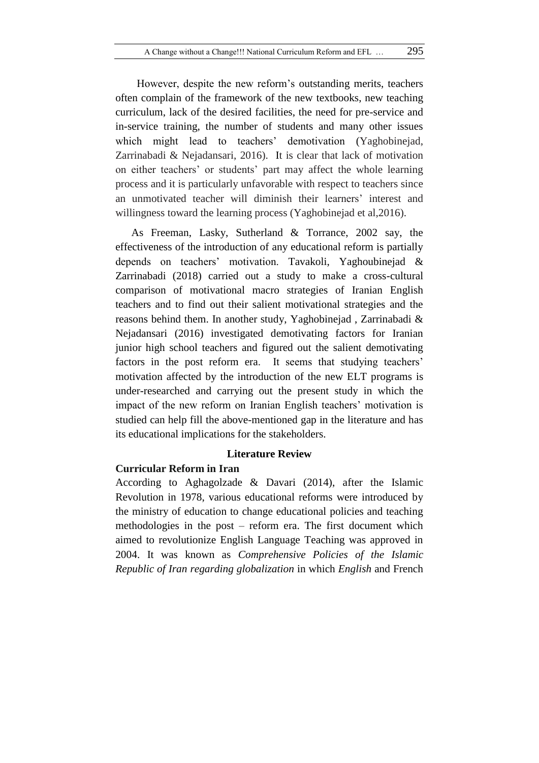However, despite the new reform's outstanding merits, teachers often complain of the framework of the new textbooks, new teaching curriculum, lack of the desired facilities, the need for pre-service and in-service training, the number of students and many other issues which might lead to teachers' demotivation (Yaghobinejad, Zarrinabadi & Nejadansari, 2016). It is clear that lack of motivation on either teachers' or students' part may affect the whole learning process and it is particularly unfavorable with respect to teachers since an unmotivated teacher will diminish their learners' interest and willingness toward the learning process (Yaghobinejad et al,2016).

As Freeman, Lasky, Sutherland & Torrance, 2002 say, the effectiveness of the introduction of any educational reform is partially depends on teachers' motivation. Tavakoli, Yaghoubinejad & Zarrinabadi (2018) carried out a study to make a cross-cultural comparison of motivational macro strategies of Iranian English teachers and to find out their salient motivational strategies and the reasons behind them. In another study, Yaghobinejad , Zarrinabadi & Nejadansari (2016) investigated demotivating factors for Iranian junior high school teachers and figured out the salient demotivating factors in the post reform era. It seems that studying teachers' motivation affected by the introduction of the new ELT programs is under-researched and carrying out the present study in which the impact of the new reform on Iranian English teachers' motivation is studied can help fill the above-mentioned gap in the literature and has its educational implications for the stakeholders.

## Literature Review

### Curricular Reform in Iran

According to Aghagolzade & Davari (2014), after the Islamic Revolution in 1978, various educational reforms were introduced by the ministry of education to change educational policies and teaching methodologies in the post – reform era. The first document which aimed to revolutionize English Language Teaching was approved in 2004. It was known as *Comprehensive Policies of the Islamic Republic of Iran regarding globalization* in which *English* and French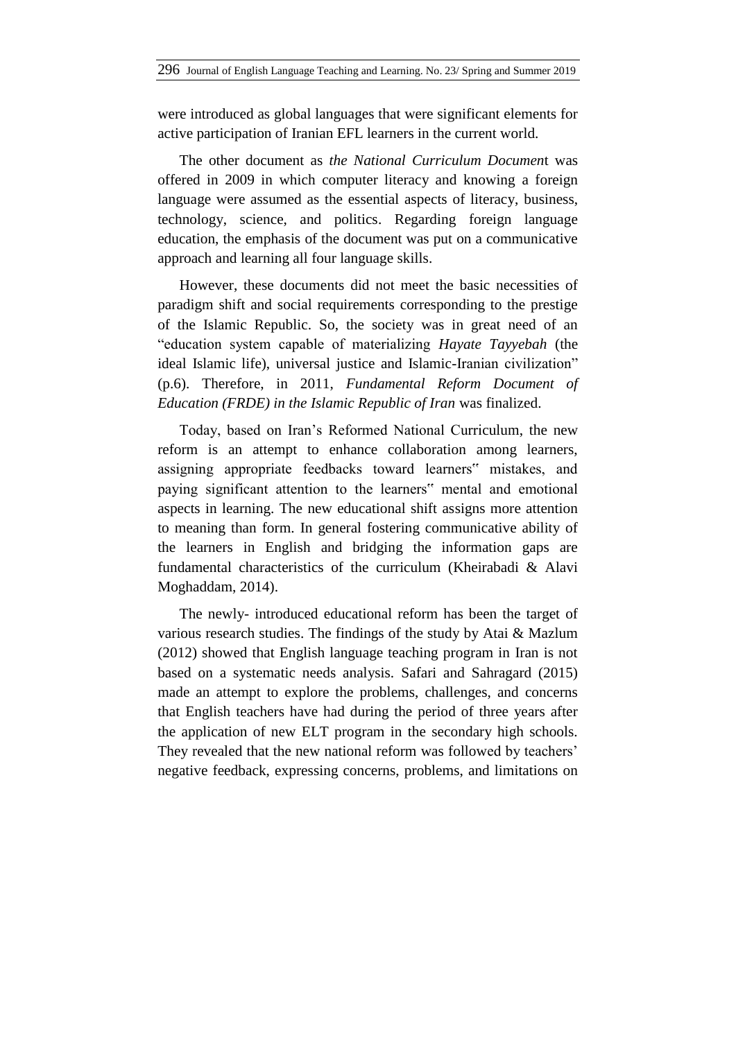were introduced as global languages that were significant elements for active participation of Iranian EFL learners in the current world.

The other document as *the National Curriculum Documen*t was offered in 2009 in which computer literacy and knowing a foreign language were assumed as the essential aspects of literacy, business, technology, science, and politics. Regarding foreign language education, the emphasis of the document was put on a communicative approach and learning all four language skills.

However, these documents did not meet the basic necessities of paradigm shift and social requirements corresponding to the prestige of the Islamic Republic. So, the society was in great need of an "education system capable of materializing *Hayate Tayyebah* (the ideal Islamic life), universal justice and Islamic-Iranian civilization" (p.6). Therefore, in 2011, *Fundamental Reform Document of Education (FRDE) in the Islamic Republic of Iran* was finalized.

Today, based on Iran's Reformed National Curriculum, the new reform is an attempt to enhance collaboration among learners, assigning appropriate feedbacks toward learners‟ mistakes, and paying significant attention to the learners‟ mental and emotional aspects in learning. The new educational shift assigns more attention to meaning than form. In general fostering communicative ability of the learners in English and bridging the information gaps are fundamental characteristics of the curriculum (Kheirabadi & Alavi Moghaddam, 2014).

The newly- introduced educational reform has been the target of various research studies. The findings of the study by Atai & Mazlum (2012) showed that English language teaching program in Iran is not based on a systematic needs analysis. Safari and Sahragard (2015) made an attempt to explore the problems, challenges, and concerns that English teachers have had during the period of three years after the application of new ELT program in the secondary high schools. They revealed that the new national reform was followed by teachers' negative feedback, expressing concerns, problems, and limitations on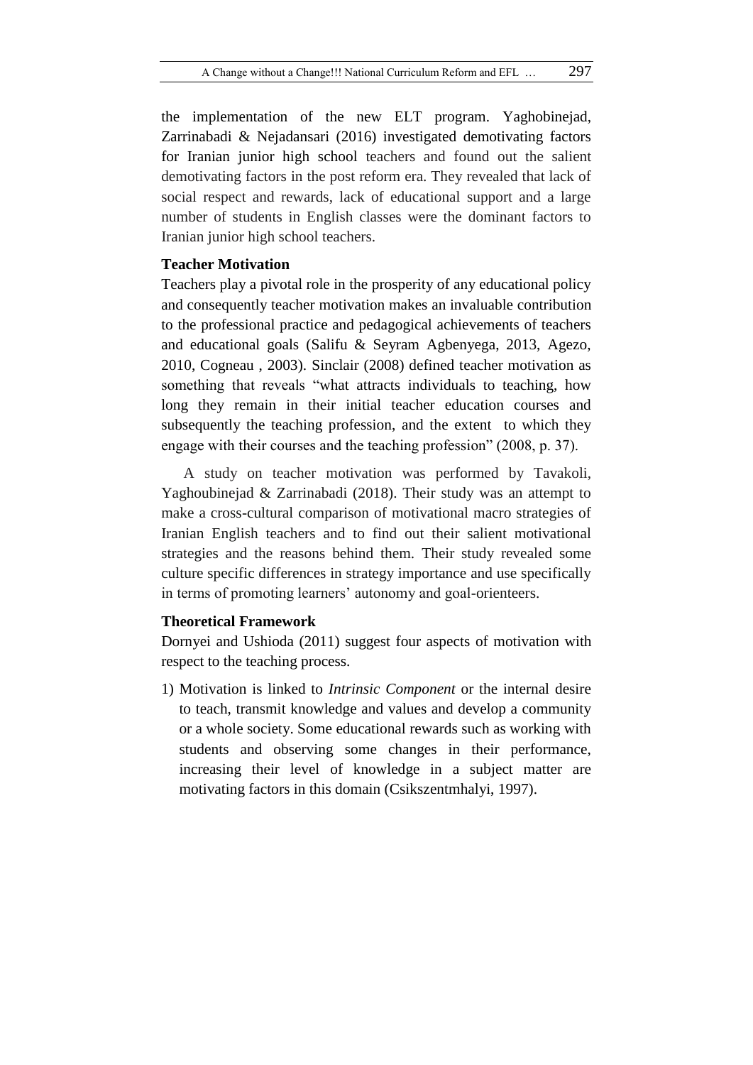the implementation of the new ELT program. Yaghobinejad, Zarrinabadi & Nejadansari (2016) investigated demotivating factors for Iranian junior high school teachers and found out the salient demotivating factors in the post reform era. They revealed that lack of social respect and rewards, lack of educational support and a large number of students in English classes were the dominant factors to Iranian junior high school teachers.

### Teacher Motivation

Teachers play a pivotal role in the prosperity of any educational policy and consequently teacher motivation makes an invaluable contribution to the professional practice and pedagogical achievements of teachers and educational goals (Salifu & Seyram Agbenyega, 2013, Agezo, 2010, Cogneau , 2003). Sinclair (2008) defined teacher motivation as something that reveals "what attracts individuals to teaching, how long they remain in their initial teacher education courses and subsequently the teaching profession, and the extent to which they engage with their courses and the teaching profession" (2008, p. 37).

A study on teacher motivation was performed by Tavakoli, Yaghoubinejad & Zarrinabadi (2018). Their study was an attempt to make a cross-cultural comparison of motivational macro strategies of Iranian English teachers and to find out their salient motivational strategies and the reasons behind them. Their study revealed some culture specific differences in strategy importance and use specifically in terms of promoting learners' autonomy and goal-orienteers.

### Theoretical Framework

Dornyei and Ushioda (2011) suggest four aspects of motivation with respect to the teaching process.

1) Motivation is linked to *Intrinsic Component* or the internal desire to teach, transmit knowledge and values and develop a community or a whole society. Some educational rewards such as working with students and observing some changes in their performance, increasing their level of knowledge in a subject matter are motivating factors in this domain (Csikszentmhalyi, 1997).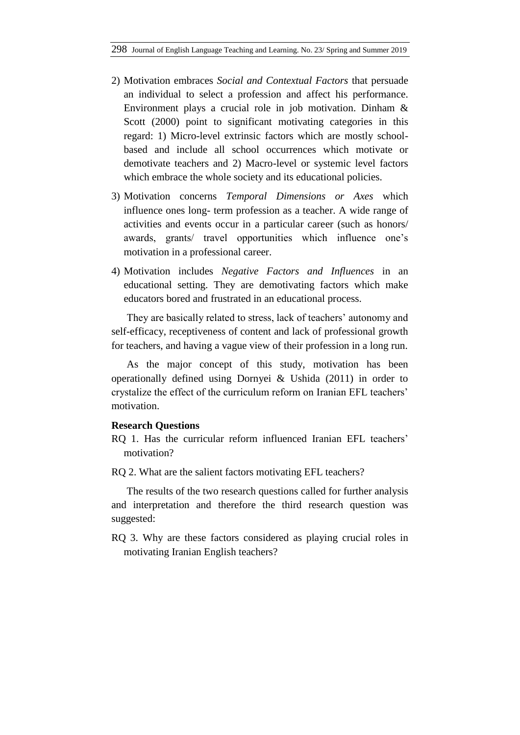2) Motivation embraces *Social and Contextual Factors* that persuade an individual to select a profession and affect his performance. Environment plays a crucial role in job motivation. Dinham & Scott (2000) point to significant motivating categories in this regard: 1) Micro-level extrinsic factors which are mostly school-based and include all school occurrences which motivate or demotivate teachers and 2) Macro-level or systemic level factors which embrace the whole society and its educational policies.

3) Motivation concerns *Temporal Dimensions or Axes* which influence ones long- term profession as a teacher. A wide range of activities and events occur in a particular career (such as honors/ awards, grants/ travel opportunities which influence one's motivation in a professional career.

4) Motivation includes *Negative Factors and Influences* in an educational setting. They are demotivating factors which make educators bored and frustrated in an educational process.

They are basically related to stress, lack of teachers' autonomy and self-efficacy, receptiveness of content and lack of professional growth for teachers, and having a vague view of their profession in a long run.

As the major concept of this study, motivation has been operationally defined using Dornyei & Ushida (2011) in order to crystalize the effect of the curriculum reform on Iranian EFL teachers' motivation.

**Research Questions**

RQ 1. Has the curricular reform influenced Iranian EFL teachers' motivation?

RQ 2. What are the salient factors motivating EFL teachers?

The results of the two research questions called for further analysis and interpretation and therefore the third research question was suggested:

RQ 3. Why are these factors considered as playing crucial roles in motivating Iranian English teachers?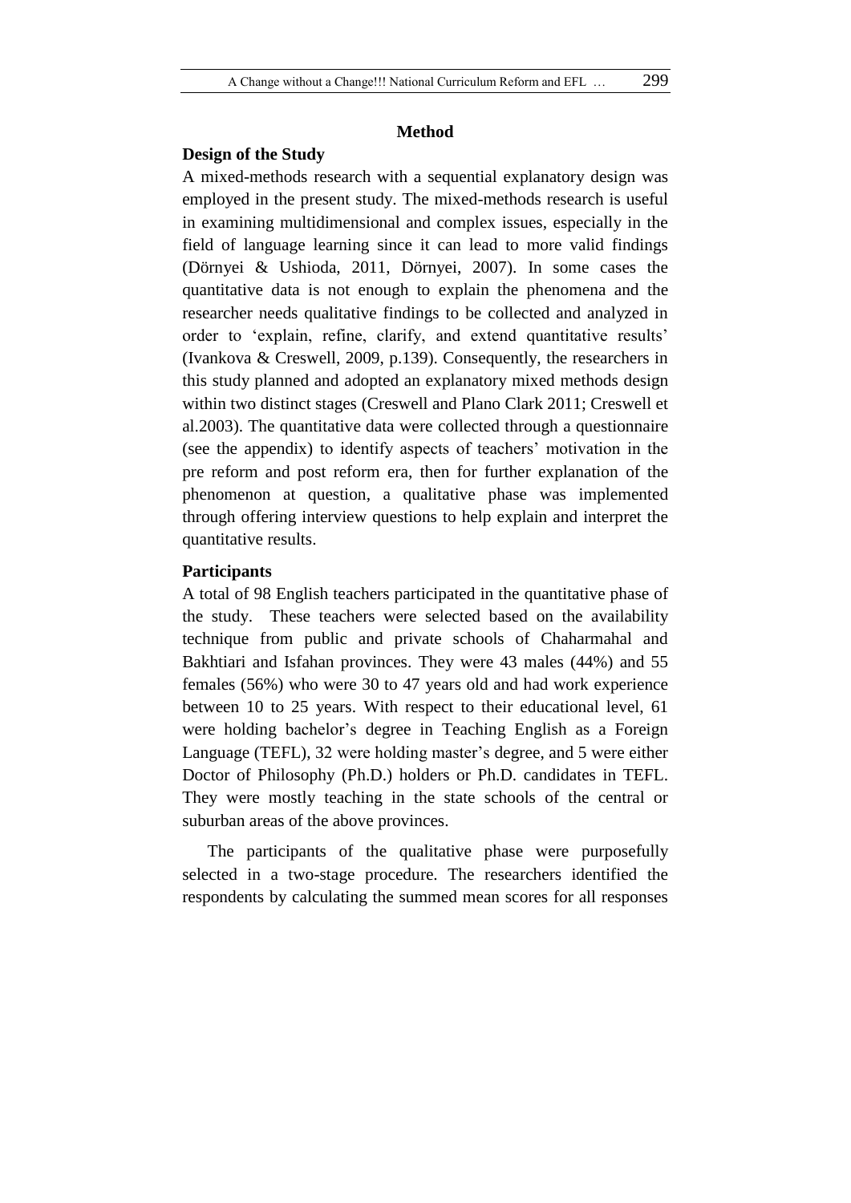## Method

### Design of the Study

A mixed-methods research with a sequential explanatory design was employed in the present study. The mixed-methods research is useful in examining multidimensional and complex issues, especially in the field of language learning since it can lead to more valid findings (Dörnyei & Ushioda, 2011, Dörnyei, 2007). In some cases the quantitative data is not enough to explain the phenomena and the researcher needs qualitative findings to be collected and analyzed in order to 'explain, refine, clarify, and extend quantitative results' (Ivankova & Creswell, 2009, p.139). Consequently, the researchers in this study planned and adopted an explanatory mixed methods design within two distinct stages (Creswell and Plano Clark 2011; Creswell et al.2003). The quantitative data were collected through a questionnaire (see the appendix) to identify aspects of teachers' motivation in the pre reform and post reform era, then for further explanation of the phenomenon at question, a qualitative phase was implemented through offering interview questions to help explain and interpret the quantitative results.

### Participants

A total of 98 English teachers participated in the quantitative phase of the study. These teachers were selected based on the availability technique from public and private schools of Chaharmahal and Bakhtiari and Isfahan provinces. They were 43 males (44%) and 55 females (56%) who were 30 to 47 years old and had work experience between 10 to 25 years. With respect to their educational level, 61 were holding bachelor's degree in Teaching English as a Foreign Language (TEFL), 32 were holding master's degree, and 5 were either Doctor of Philosophy (Ph.D.) holders or Ph.D. candidates in TEFL. They were mostly teaching in the state schools of the central or suburban areas of the above provinces.

The participants of the qualitative phase were purposefully selected in a two-stage procedure. The researchers identified the respondents by calculating the summed mean scores for all responses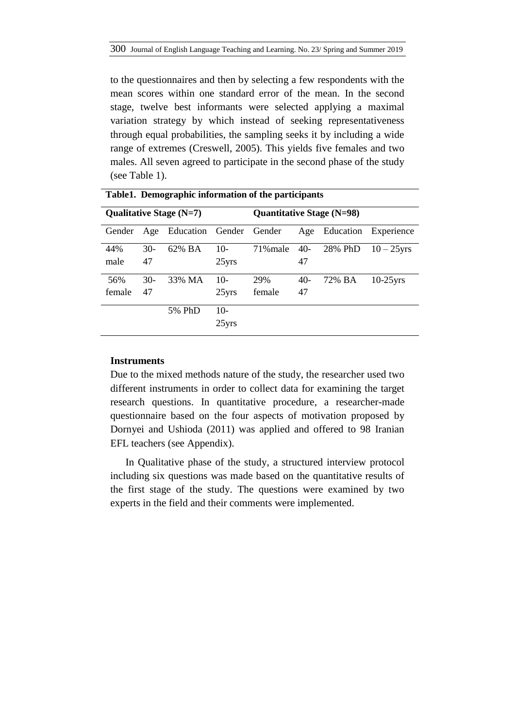to the questionnaires and then by selecting a few respondents with the mean scores within one standard error of the mean. In the second stage, twelve best informants were selected applying a maximal variation strategy by which instead of seeking representativeness through equal probabilities, the sampling seeks it by including a wide range of extremes (Creswell, 2005). This yields five females and two males. All seven agreed to participate in the second phase of the study (see Table 1).

**Table1. Demographic information of the participants**

| **Qualitative Stage (N=7)** | | | | **Quantitative Stage (N=98)** | | | |
|---|---|---|---|---|---|---|---|
| Gender | Age | Education | Gender | Gender | Age | Education | Experience |
| 44% male | 30-47 | 62% BA | 10-25yrs | 71%male | 40-47 | 28% PhD | 10 – 25yrs |
| 56% female | 30-47 | 33% MA | 10-25yrs | 29% female | 40-47 | 72% BA | 10-25yrs |
| | | 5% PhD | 10-25yrs | | | | |

### Instruments

Due to the mixed methods nature of the study, the researcher used two different instruments in order to collect data for examining the target research questions. In quantitative procedure, a researcher-made questionnaire based on the four aspects of motivation proposed by Dornyei and Ushioda (2011) was applied and offered to 98 Iranian EFL teachers (see Appendix).

In Qualitative phase of the study, a structured interview protocol including six questions was made based on the quantitative results of the first stage of the study. The questions were examined by two experts in the field and their comments were implemented.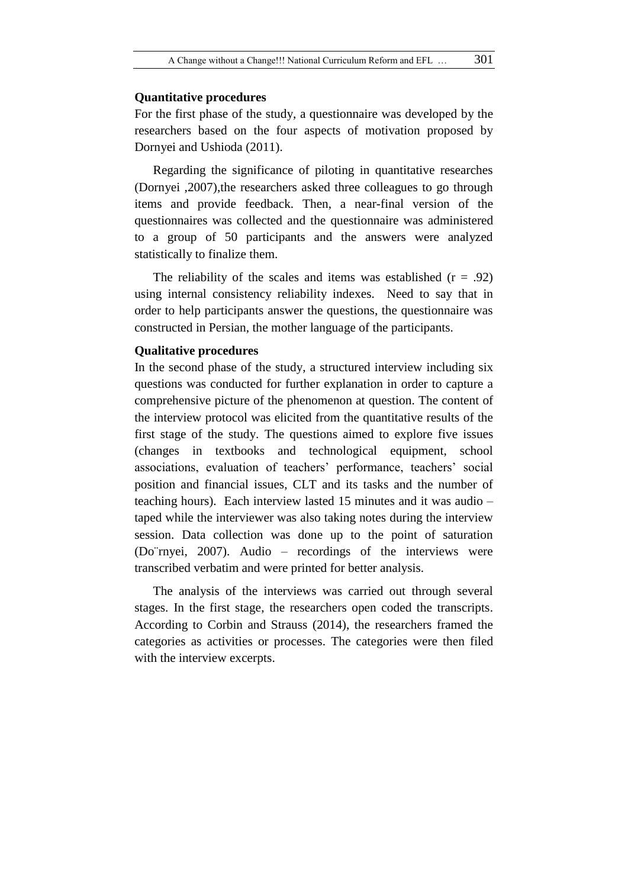**Quantitative procedures**

For the first phase of the study, a questionnaire was developed by the researchers based on the four aspects of motivation proposed by Dornyei and Ushioda (2011).

Regarding the significance of piloting in quantitative researches (Dornyei ,2007),the researchers asked three colleagues to go through items and provide feedback. Then, a near-final version of the questionnaires was collected and the questionnaire was administered to a group of 50 participants and the answers were analyzed statistically to finalize them.

The reliability of the scales and items was established ($r = .92$) using internal consistency reliability indexes. Need to say that in order to help participants answer the questions, the questionnaire was constructed in Persian, the mother language of the participants.

**Qualitative procedures**

In the second phase of the study, a structured interview including six questions was conducted for further explanation in order to capture a comprehensive picture of the phenomenon at question. The content of the interview protocol was elicited from the quantitative results of the first stage of the study. The questions aimed to explore five issues (changes in textbooks and technological equipment, school associations, evaluation of teachers' performance, teachers' social position and financial issues, CLT and its tasks and the number of teaching hours). Each interview lasted 15 minutes and it was audio – taped while the interviewer was also taking notes during the interview session. Data collection was done up to the point of saturation (Do¨rnyei, 2007). Audio – recordings of the interviews were transcribed verbatim and were printed for better analysis.

The analysis of the interviews was carried out through several stages. In the first stage, the researchers open coded the transcripts. According to Corbin and Strauss (2014), the researchers framed the categories as activities or processes. The categories were then filed with the interview excerpts.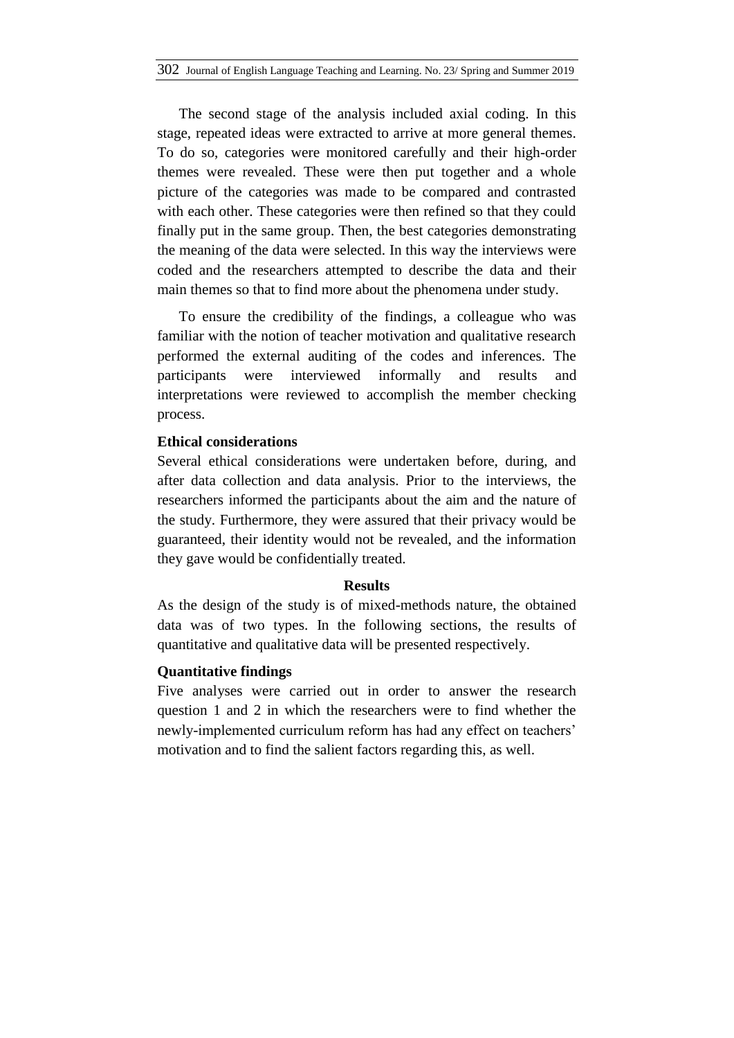The second stage of the analysis included axial coding. In this stage, repeated ideas were extracted to arrive at more general themes. To do so, categories were monitored carefully and their high-order themes were revealed. These were then put together and a whole picture of the categories was made to be compared and contrasted with each other. These categories were then refined so that they could finally put in the same group. Then, the best categories demonstrating the meaning of the data were selected. In this way the interviews were coded and the researchers attempted to describe the data and their main themes so that to find more about the phenomena under study.

To ensure the credibility of the findings, a colleague who was familiar with the notion of teacher motivation and qualitative research performed the external auditing of the codes and inferences. The participants were interviewed informally and results and interpretations were reviewed to accomplish the member checking process.

### Ethical considerations

Several ethical considerations were undertaken before, during, and after data collection and data analysis. Prior to the interviews, the researchers informed the participants about the aim and the nature of the study. Furthermore, they were assured that their privacy would be guaranteed, their identity would not be revealed, and the information they gave would be confidentially treated.

## Results

As the design of the study is of mixed-methods nature, the obtained data was of two types. In the following sections, the results of quantitative and qualitative data will be presented respectively.

### Quantitative findings

Five analyses were carried out in order to answer the research question 1 and 2 in which the researchers were to find whether the newly-implemented curriculum reform has had any effect on teachers' motivation and to find the salient factors regarding this, as well.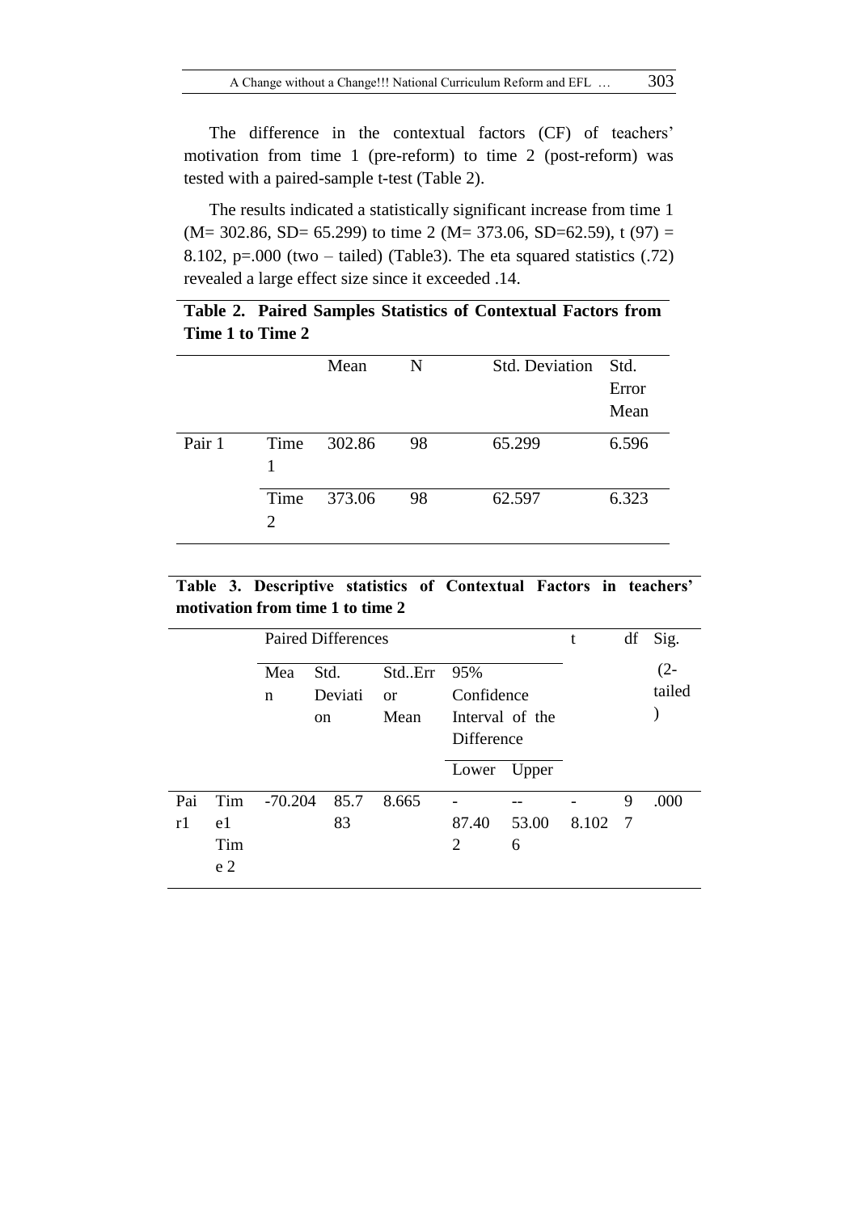The difference in the contextual factors (CF) of teachers' motivation from time 1 (pre-reform) to time 2 (post-reform) was tested with a paired-sample t-test (Table 2).

The results indicated a statistically significant increase from time 1 (M= 302.86, SD= 65.299) to time 2 (M= 373.06, SD=62.59), t (97) = 8.102, p=.000 (two – tailed) (Table3). The eta squared statistics (.72) revealed a large effect size since it exceeded .14.

**Table 2. Paired Samples Statistics of Contextual Factors from Time 1 to Time 2**

| | | Mean | N | Std. Deviation | Std. Error Mean |
|---|---|---|---|---|---|
| Pair 1 | Time 1 | 302.86 | 98 | 65.299 | 6.596 |
| | Time 2 | 373.06 | 98 | 62.597 | 6.323 |

**Table 3. Descriptive statistics of Contextual Factors in teachers' motivation from time 1 to time 2**

| | | Paired Differences | | | | | t | df | Sig. (2-tailed) |
|---|---|---|---|---|---|---|---|---|---|
| | | Mean | Std. Deviation | Std..Error Mean | 95% Confidence Interval of the Difference | | | | |
| | | | | | Lower | Upper | | | |
| Pair1 | Time1 Time 2 | -70.204 | 85.783 | 8.665 | -87.402 | --53.006 | -8.102 | 97 | .000 |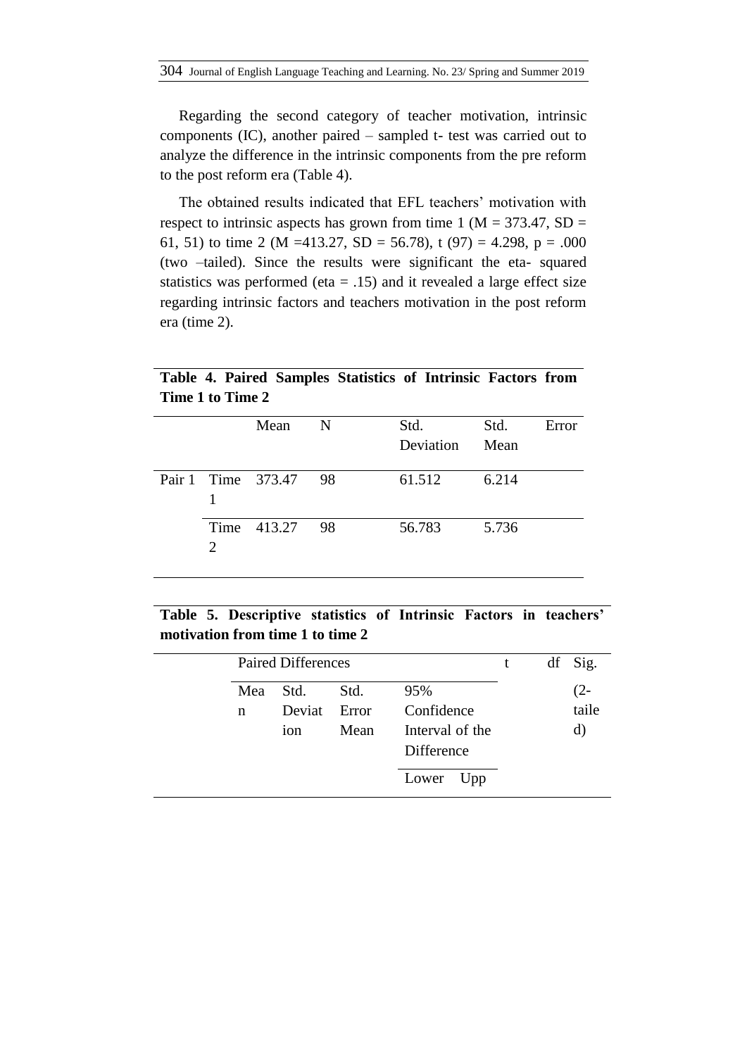Regarding the second category of teacher motivation, intrinsic components (IC), another paired – sampled t- test was carried out to analyze the difference in the intrinsic components from the pre reform to the post reform era (Table 4).

The obtained results indicated that EFL teachers' motivation with respect to intrinsic aspects has grown from time 1 ($M = 373.47$, $SD = 61, 51$) to time 2 ($M = 413.27$, $SD = 56.78$), $t (97) = 4.298$, $p = .000$ (two –tailed). Since the results were significant the eta- squared statistics was performed ($eta = .15$) and it revealed a large effect size regarding intrinsic factors and teachers motivation in the post reform era (time 2).

**Table 4. Paired Samples Statistics of Intrinsic Factors from Time 1 to Time 2**

| | | Mean | N | Std. Deviation | Std. Error Mean |
|---|---|---|---|---|---|
| Pair 1 | Time 1 | 373.47 | 98 | 61.512 | 6.214 |
| | Time 2 | 413.27 | 98 | 56.783 | 5.736 |

**Table 5. Descriptive statistics of Intrinsic Factors in teachers' motivation from time 1 to time 2**

| | Paired Differences | | | | | t | df | Sig. (2-tailed) |
|---|---|---|---|---|---|---|---|---|
| | Mean | Std. Deviation | Std. Error Mean | 95% Confidence Interval of the Difference | | | | |
| | | | | Lower | Upp | | | |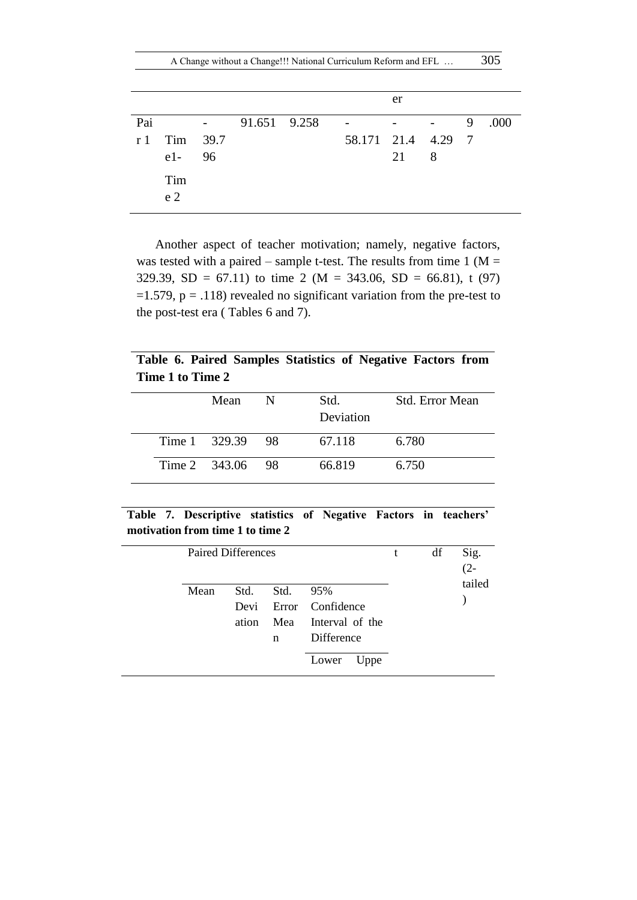| | | | | | | er | | | |
|---|---|---|---|---|---|---|---|---|---|
| Pair 1 | Time1- Time 2 | -39.796 | 91.651 | 9.258 | -58.171 | -21.421 | -4.298 | 97 | .000 |

Another aspect of teacher motivation; namely, negative factors, was tested with a paired – sample t-test. The results from time 1 (M = 329.39, SD = 67.11) to time 2 (M = 343.06, SD = 66.81), t (97) =1.579, p = .118) revealed no significant variation from the pre-test to the post-test era ( Tables 6 and 7).

**Table 6. Paired Samples Statistics of Negative Factors from Time 1 to Time 2**

| | Mean | N | Std. Deviation | Std. Error Mean |
|---|---|---|---|---|
| Time 1 | 329.39 | 98 | 67.118 | 6.780 |
| Time 2 | 343.06 | 98 | 66.819 | 6.750 |

**Table 7. Descriptive statistics of Negative Factors in teachers' motivation from time 1 to time 2**

| Paired Differences | | | | | t | df | Sig. (2-tailed) |
|---|---|---|---|---|---|---|---|
| Mean | Std. Deviation | Std. Error Mean | 95% Confidence Interval of the Difference | | | | |
| | | | Lower | Uppe | | | |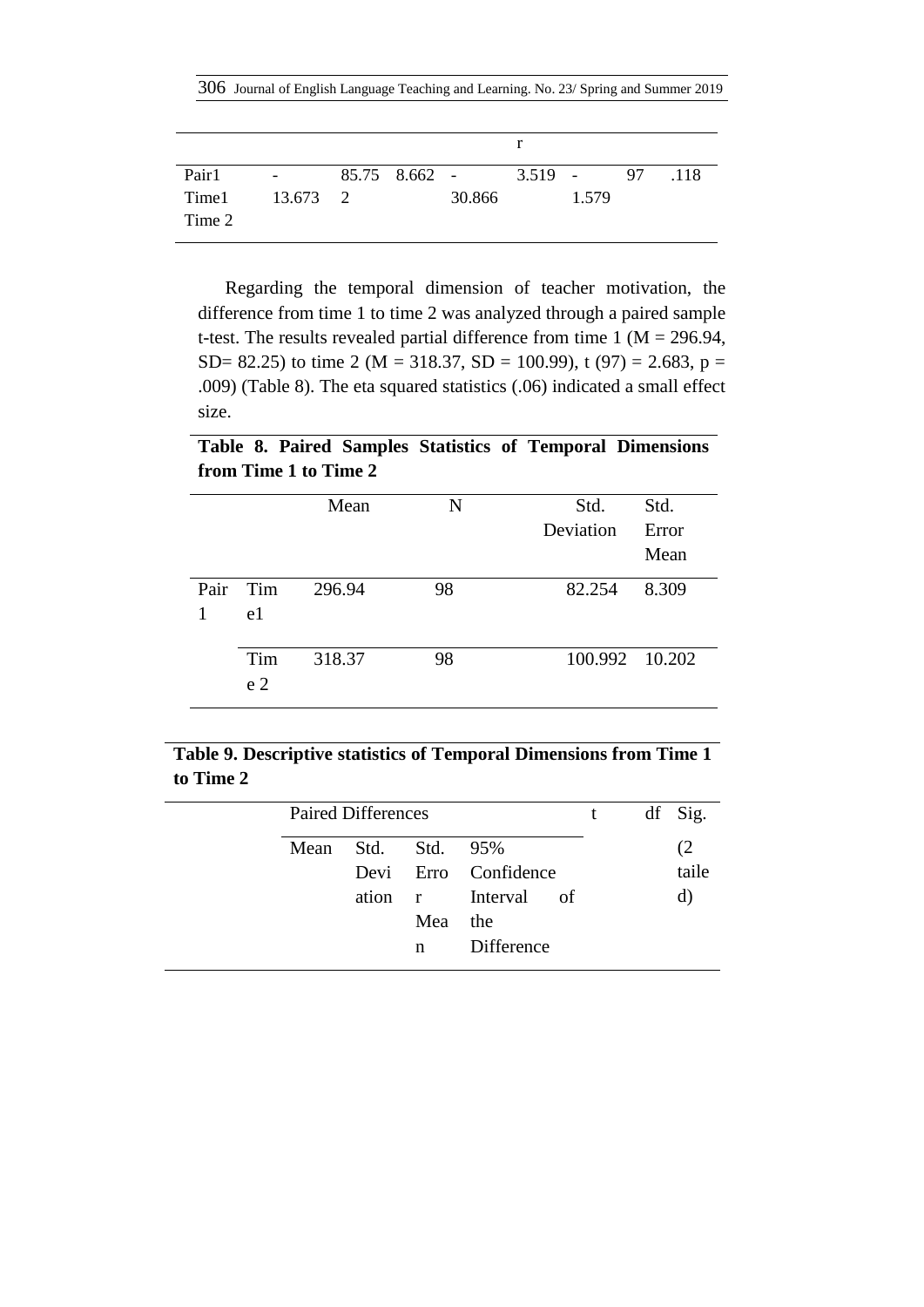| | | | | | r | | | |
|---|---|---|---|---|---|---|---|---|
| Pair1 Time1 Time 2 | -13.673 | 85.752 | 8.662 | -30.866 | 3.519 | -1.579 | 97 | .118 |

Regarding the temporal dimension of teacher motivation, the difference from time 1 to time 2 was analyzed through a paired sample t-test. The results revealed partial difference from time 1 (M = 296.94, SD= 82.25) to time 2 (M = 318.37, SD = 100.99), t (97) = 2.683, p = .009) (Table 8). The eta squared statistics (.06) indicated a small effect size.

**Table 8. Paired Samples Statistics of Temporal Dimensions from Time 1 to Time 2**

| | | Mean | N | Std. Deviation | Std. Error Mean |
|---|---|---|---|---|---|
| Pair 1 | Time1 | 296.94 | 98 | 82.254 | 8.309 |
| | Time 2 | 318.37 | 98 | 100.992 | 10.202 |

**Table 9. Descriptive statistics of Temporal Dimensions from Time 1 to Time 2**

| | Paired Differences | | | | t | df | Sig. (2 tailed) |
|---|---|---|---|---|---|---|---|
| | Mean | Std. Deviation | Std. Error Mean | 95% Confidence Interval of the Difference | | | |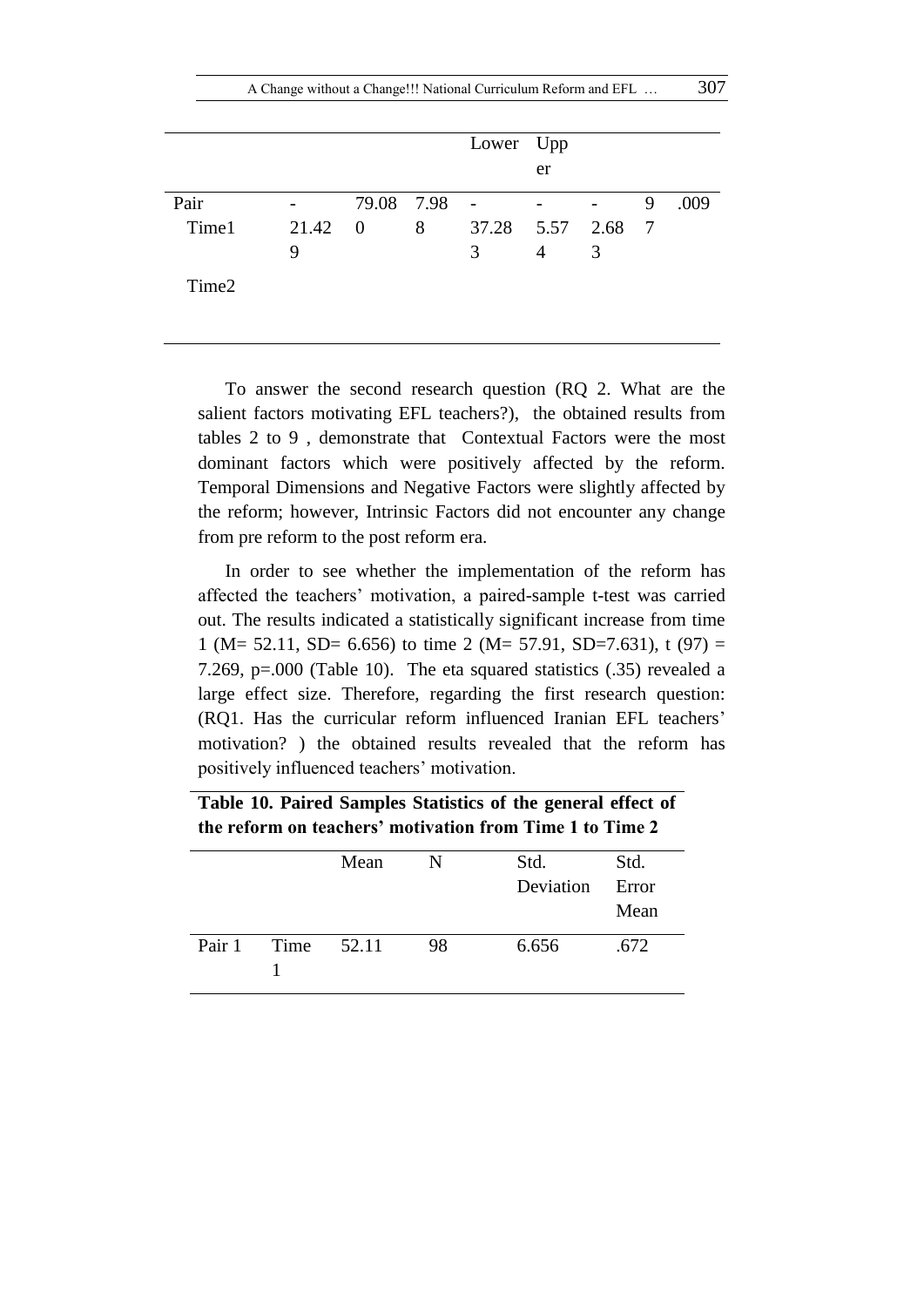| | | | | Lower | Upper | | | |
|---|---|---|---|---|---|---|---|---|
| Pair Time1 Time2 | -21.429 | 79.080 | 7.988 | -37.283 | -5.574 | -2.683 | 97 | .009 |

To answer the second research question (RQ 2. What are the salient factors motivating EFL teachers?), the obtained results from tables 2 to 9 , demonstrate that Contextual Factors were the most dominant factors which were positively affected by the reform. Temporal Dimensions and Negative Factors were slightly affected by the reform; however, Intrinsic Factors did not encounter any change from pre reform to the post reform era.

In order to see whether the implementation of the reform has affected the teachers' motivation, a paired-sample t-test was carried out. The results indicated a statistically significant increase from time 1 (M= 52.11, SD= 6.656) to time 2 (M= 57.91, SD=7.631), t (97) = 7.269, p=.000 (Table 10). The eta squared statistics (.35) revealed a large effect size. Therefore, regarding the first research question: (RQ1. Has the curricular reform influenced Iranian EFL teachers' motivation? ) the obtained results revealed that the reform has positively influenced teachers' motivation.

**Table 10. Paired Samples Statistics of the general effect of the reform on teachers' motivation from Time 1 to Time 2**

| | | Mean | N | Std. Deviation | Std. Error Mean |
|---|---|---|---|---|---|
| Pair 1 | Time 1 | 52.11 | 98 | 6.656 | .672 |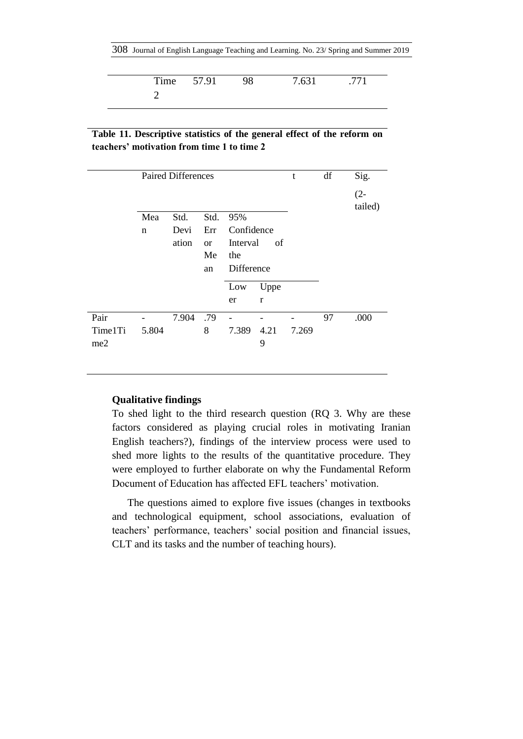| Time 2 | 57.91 | 98 | 7.631 | .771 |
|---|---|---|---|---|

**Table 11. Descriptive statistics of the general effect of the reform on teachers' motivation from time 1 to time 2**

| | Paired Differences | | | | | t | df | Sig. (2-tailed) |
|---|---|---|---|---|---|---|---|---|
| | Mean | Std. Deviation | Std. Error Mean | 95% Confidence Interval of the Difference | | | | |
| | | | | Lower | Upper | | | |
| Pair Time1Time2 | -5.804 | 7.904 | .798 | -7.389 | -4.219 | -7.269 | 97 | .000 |

**Qualitative findings**

To shed light to the third research question (RQ 3. Why are these factors considered as playing crucial roles in motivating Iranian English teachers?), findings of the interview process were used to shed more lights to the results of the quantitative procedure. They were employed to further elaborate on why the Fundamental Reform Document of Education has affected EFL teachers' motivation.

The questions aimed to explore five issues (changes in textbooks and technological equipment, school associations, evaluation of teachers' performance, teachers' social position and financial issues, CLT and its tasks and the number of teaching hours).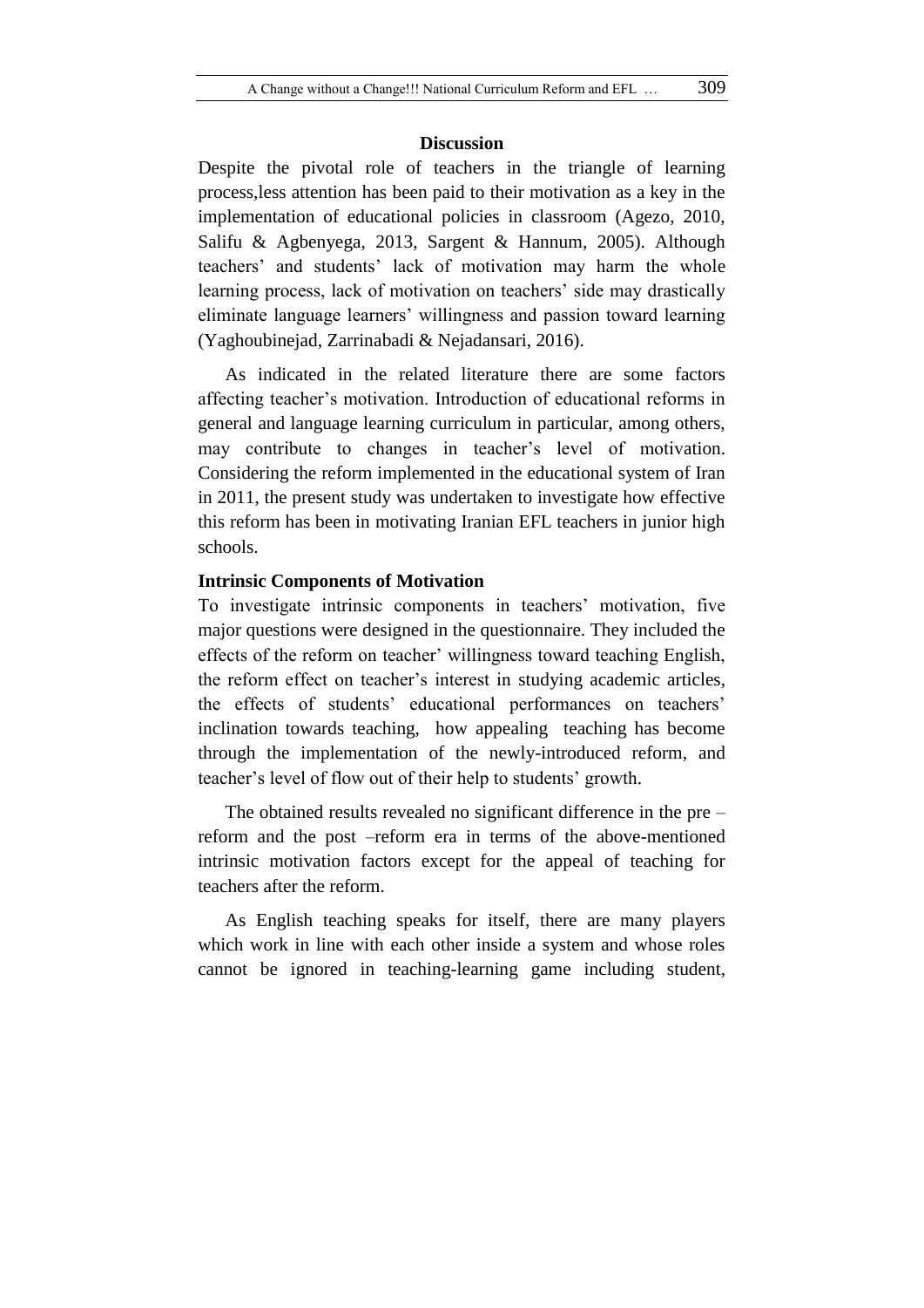## Discussion

Despite the pivotal role of teachers in the triangle of learning process,less attention has been paid to their motivation as a key in the implementation of educational policies in classroom (Agezo, 2010, Salifu & Agbenyega, 2013, Sargent & Hannum, 2005). Although teachers' and students' lack of motivation may harm the whole learning process, lack of motivation on teachers' side may drastically eliminate language learners' willingness and passion toward learning (Yaghoubinejad, Zarrinabadi & Nejadansari, 2016).

As indicated in the related literature there are some factors affecting teacher's motivation. Introduction of educational reforms in general and language learning curriculum in particular, among others, may contribute to changes in teacher's level of motivation. Considering the reform implemented in the educational system of Iran in 2011, the present study was undertaken to investigate how effective this reform has been in motivating Iranian EFL teachers in junior high schools.

### Intrinsic Components of Motivation

To investigate intrinsic components in teachers' motivation, five major questions were designed in the questionnaire. They included the effects of the reform on teacher' willingness toward teaching English, the reform effect on teacher's interest in studying academic articles, the effects of students' educational performances on teachers' inclination towards teaching, how appealing teaching has become through the implementation of the newly-introduced reform, and teacher's level of flow out of their help to students' growth.

The obtained results revealed no significant difference in the pre – reform and the post –reform era in terms of the above-mentioned intrinsic motivation factors except for the appeal of teaching for teachers after the reform.

As English teaching speaks for itself, there are many players which work in line with each other inside a system and whose roles cannot be ignored in teaching-learning game including student,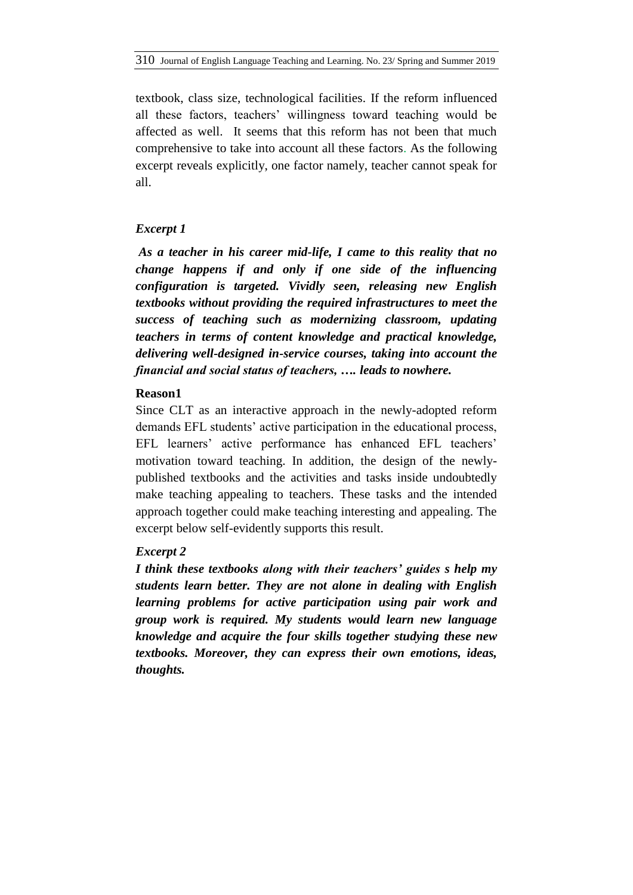textbook, class size, technological facilities. If the reform influenced all these factors, teachers' willingness toward teaching would be affected as well. It seems that this reform has not been that much comprehensive to take into account all these factors. As the following excerpt reveals explicitly, one factor namely, teacher cannot speak for all.

*Excerpt 1*

***As a teacher in his career mid-life, I came to this reality that no change happens if and only if one side of the influencing configuration is targeted. Vividly seen, releasing new English textbooks without providing the required infrastructures to meet the success of teaching such as modernizing classroom, updating teachers in terms of content knowledge and practical knowledge, delivering well-designed in-service courses, taking into account the financial and social status of teachers, …. leads to nowhere.***

**Reason1**

Since CLT as an interactive approach in the newly-adopted reform demands EFL students' active participation in the educational process, EFL learners' active performance has enhanced EFL teachers' motivation toward teaching. In addition, the design of the newly-published textbooks and the activities and tasks inside undoubtedly make teaching appealing to teachers. These tasks and the intended approach together could make teaching interesting and appealing. The excerpt below self-evidently supports this result.

*Excerpt 2*

***I think these textbooks along with their teachers' guides s help my students learn better. They are not alone in dealing with English learning problems for active participation using pair work and group work is required. My students would learn new language knowledge and acquire the four skills together studying these new textbooks. Moreover, they can express their own emotions, ideas, thoughts.***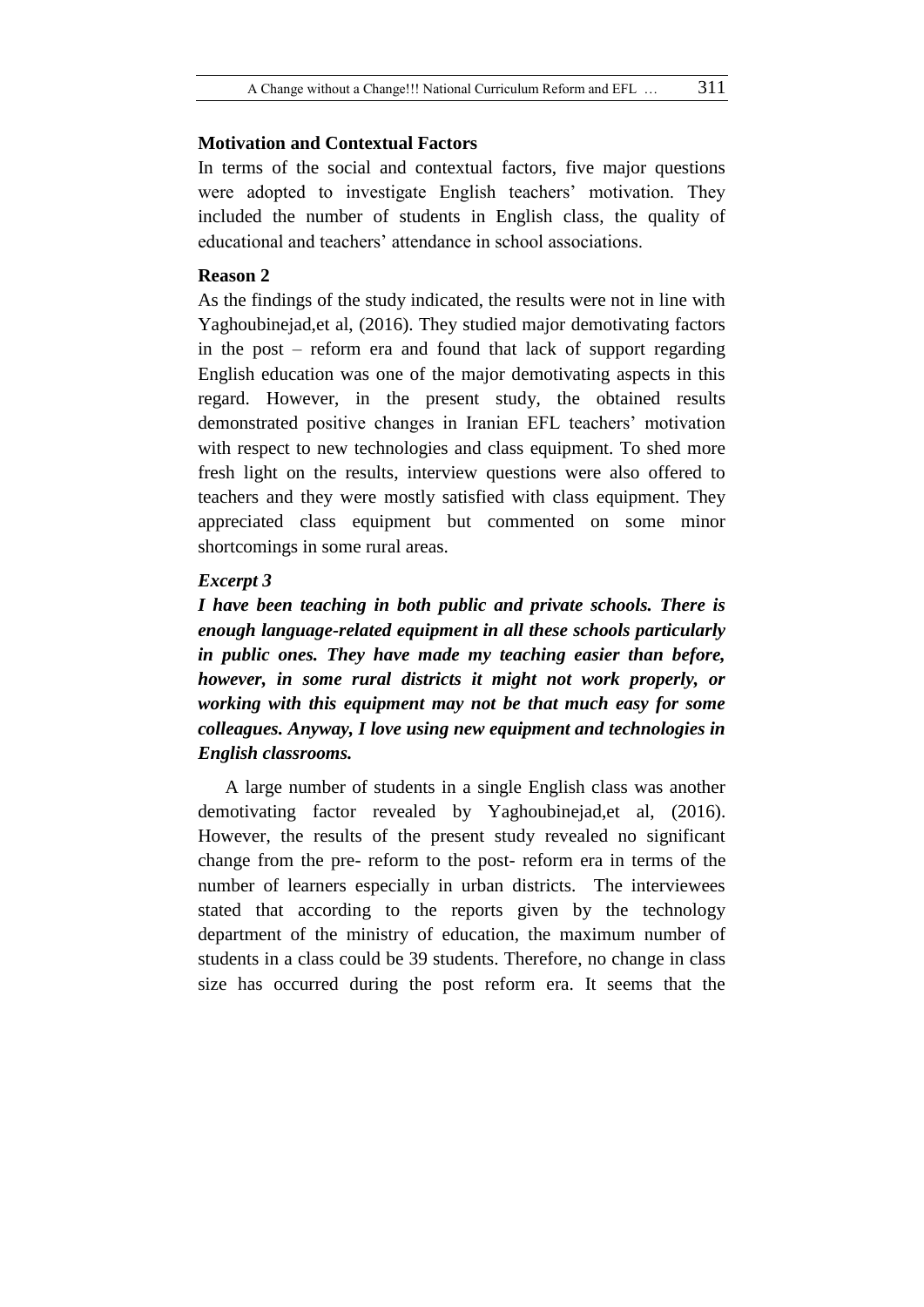**Motivation and Contextual Factors**

In terms of the social and contextual factors, five major questions were adopted to investigate English teachers' motivation. They included the number of students in English class, the quality of educational and teachers' attendance in school associations.

**Reason 2**

As the findings of the study indicated, the results were not in line with Yaghoubinejad,et al, (2016). They studied major demotivating factors in the post – reform era and found that lack of support regarding English education was one of the major demotivating aspects in this regard. However, in the present study, the obtained results demonstrated positive changes in Iranian EFL teachers' motivation with respect to new technologies and class equipment. To shed more fresh light on the results, interview questions were also offered to teachers and they were mostly satisfied with class equipment. They appreciated class equipment but commented on some minor shortcomings in some rural areas.

***Excerpt 3***

***I have been teaching in both public and private schools. There is enough language-related equipment in all these schools particularly in public ones. They have made my teaching easier than before, however, in some rural districts it might not work properly, or working with this equipment may not be that much easy for some colleagues. Anyway, I love using new equipment and technologies in English classrooms.***

A large number of students in a single English class was another demotivating factor revealed by Yaghoubinejad,et al, (2016). However, the results of the present study revealed no significant change from the pre- reform to the post- reform era in terms of the number of learners especially in urban districts. The interviewees stated that according to the reports given by the technology department of the ministry of education, the maximum number of students in a class could be 39 students. Therefore, no change in class size has occurred during the post reform era. It seems that the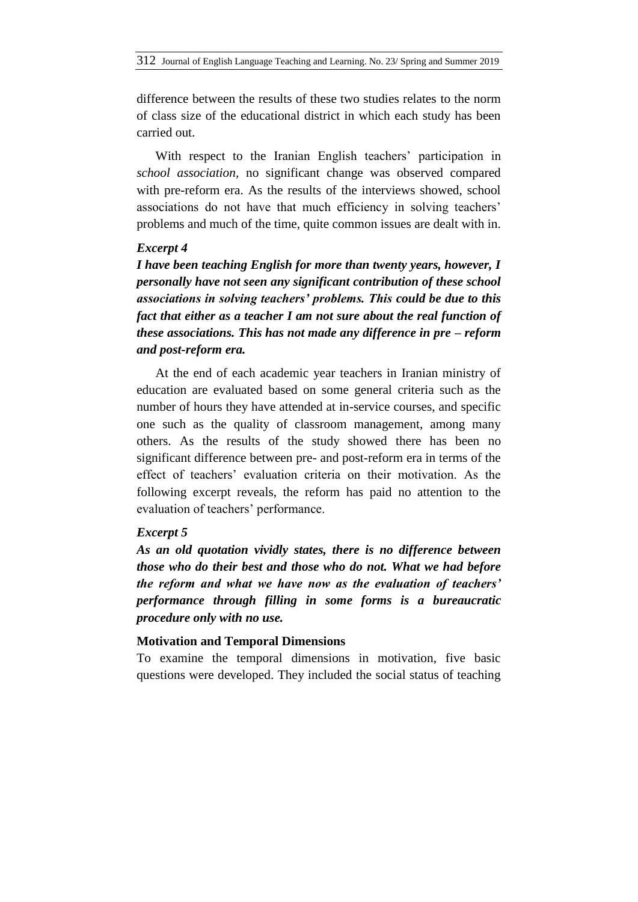difference between the results of these two studies relates to the norm of class size of the educational district in which each study has been carried out.

With respect to the Iranian English teachers' participation in *school association*, no significant change was observed compared with pre-reform era. As the results of the interviews showed, school associations do not have that much efficiency in solving teachers' problems and much of the time, quite common issues are dealt with in.

***Excerpt 4***

***I have been teaching English for more than twenty years, however, I personally have not seen any significant contribution of these school associations in solving teachers' problems. This could be due to this fact that either as a teacher I am not sure about the real function of these associations. This has not made any difference in pre – reform and post-reform era.***

At the end of each academic year teachers in Iranian ministry of education are evaluated based on some general criteria such as the number of hours they have attended at in-service courses, and specific one such as the quality of classroom management, among many others. As the results of the study showed there has been no significant difference between pre- and post-reform era in terms of the effect of teachers' evaluation criteria on their motivation. As the following excerpt reveals, the reform has paid no attention to the evaluation of teachers' performance.

***Excerpt 5***

***As an old quotation vividly states, there is no difference between those who do their best and those who do not. What we had before the reform and what we have now as the evaluation of teachers' performance through filling in some forms is a bureaucratic procedure only with no use.***

**Motivation and Temporal Dimensions**

To examine the temporal dimensions in motivation, five basic questions were developed. They included the social status of teaching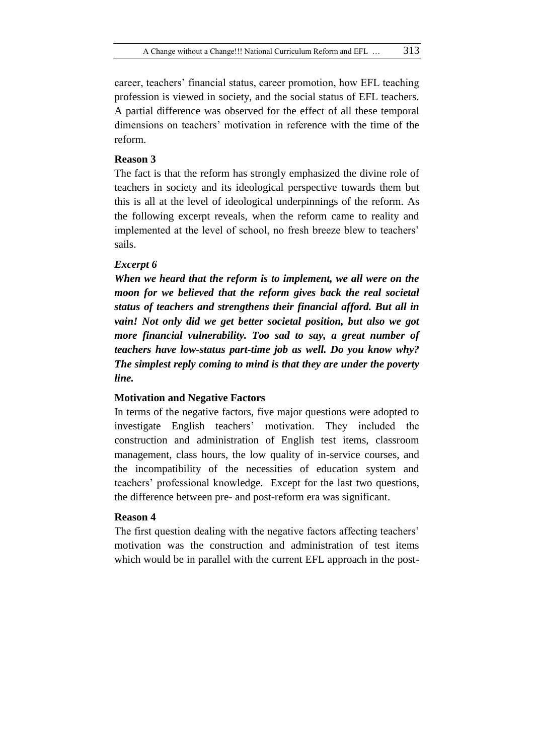career, teachers' financial status, career promotion, how EFL teaching profession is viewed in society, and the social status of EFL teachers. A partial difference was observed for the effect of all these temporal dimensions on teachers' motivation in reference with the time of the reform.

**Reason 3**

The fact is that the reform has strongly emphasized the divine role of teachers in society and its ideological perspective towards them but this is all at the level of ideological underpinnings of the reform. As the following excerpt reveals, when the reform came to reality and implemented at the level of school, no fresh breeze blew to teachers' sails.

***Excerpt 6***

***When we heard that the reform is to implement, we all were on the moon for we believed that the reform gives back the real societal status of teachers and strengthens their financial afford. But all in vain! Not only did we get better societal position, but also we got more financial vulnerability. Too sad to say, a great number of teachers have low-status part-time job as well. Do you know why? The simplest reply coming to mind is that they are under the poverty line.***

**Motivation and Negative Factors**

In terms of the negative factors, five major questions were adopted to investigate English teachers' motivation. They included the construction and administration of English test items, classroom management, class hours, the low quality of in-service courses, and the incompatibility of the necessities of education system and teachers' professional knowledge. Except for the last two questions, the difference between pre- and post-reform era was significant.

**Reason 4**

The first question dealing with the negative factors affecting teachers' motivation was the construction and administration of test items which would be in parallel with the current EFL approach in the post-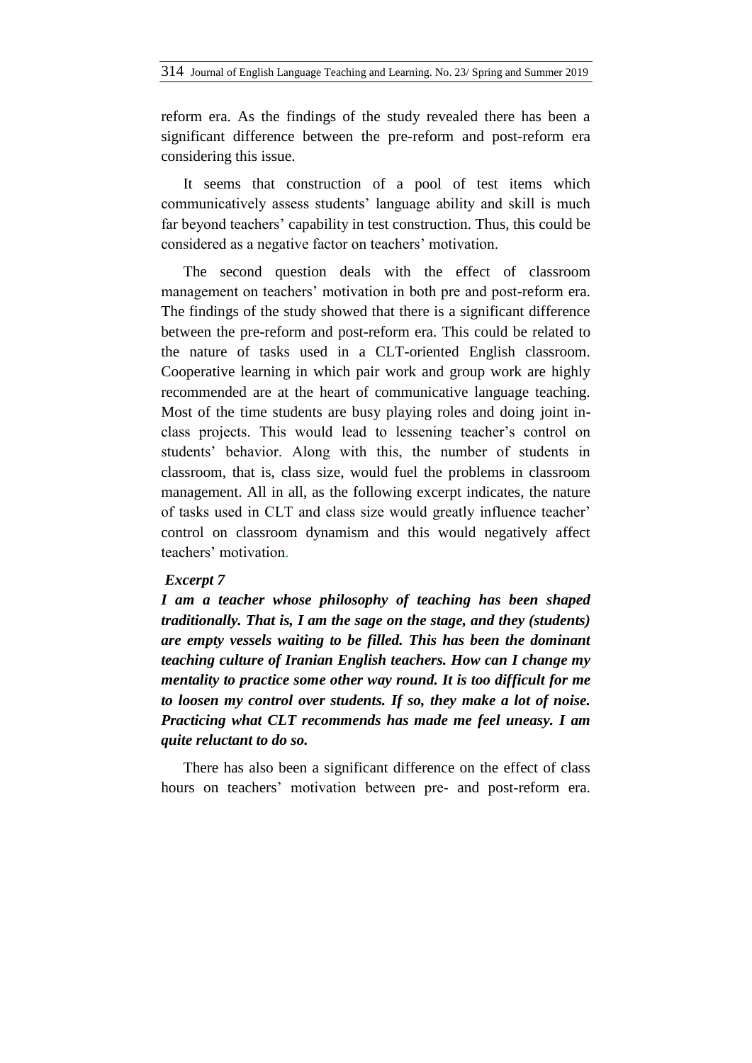reform era. As the findings of the study revealed there has been a significant difference between the pre-reform and post-reform era considering this issue.

It seems that construction of a pool of test items which communicatively assess students' language ability and skill is much far beyond teachers' capability in test construction. Thus, this could be considered as a negative factor on teachers' motivation.

The second question deals with the effect of classroom management on teachers' motivation in both pre and post-reform era. The findings of the study showed that there is a significant difference between the pre-reform and post-reform era. This could be related to the nature of tasks used in a CLT-oriented English classroom. Cooperative learning in which pair work and group work are highly recommended are at the heart of communicative language teaching. Most of the time students are busy playing roles and doing joint in-class projects. This would lead to lessening teacher's control on students' behavior. Along with this, the number of students in classroom, that is, class size, would fuel the problems in classroom management. All in all, as the following excerpt indicates, the nature of tasks used in CLT and class size would greatly influence teacher' control on classroom dynamism and this would negatively affect teachers' motivation.

***Excerpt 7***

***I am a teacher whose philosophy of teaching has been shaped traditionally. That is, I am the sage on the stage, and they (students) are empty vessels waiting to be filled. This has been the dominant teaching culture of Iranian English teachers. How can I change my mentality to practice some other way round. It is too difficult for me to loosen my control over students. If so, they make a lot of noise. Practicing what CLT recommends has made me feel uneasy. I am quite reluctant to do so.***

There has also been a significant difference on the effect of class hours on teachers' motivation between pre- and post-reform era.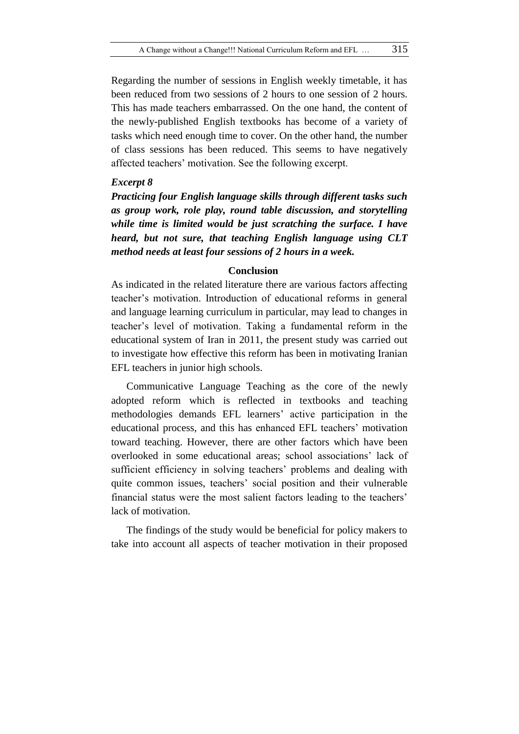Regarding the number of sessions in English weekly timetable, it has been reduced from two sessions of 2 hours to one session of 2 hours. This has made teachers embarrassed. On the one hand, the content of the newly-published English textbooks has become of a variety of tasks which need enough time to cover. On the other hand, the number of class sessions has been reduced. This seems to have negatively affected teachers' motivation. See the following excerpt.

***Excerpt 8***

***Practicing four English language skills through different tasks such as group work, role play, round table discussion, and storytelling while time is limited would be just scratching the surface. I have heard, but not sure, that teaching English language using CLT method needs at least four sessions of 2 hours in a week.***

## Conclusion

As indicated in the related literature there are various factors affecting teacher's motivation. Introduction of educational reforms in general and language learning curriculum in particular, may lead to changes in teacher's level of motivation. Taking a fundamental reform in the educational system of Iran in 2011, the present study was carried out to investigate how effective this reform has been in motivating Iranian EFL teachers in junior high schools.

Communicative Language Teaching as the core of the newly adopted reform which is reflected in textbooks and teaching methodologies demands EFL learners' active participation in the educational process, and this has enhanced EFL teachers' motivation toward teaching. However, there are other factors which have been overlooked in some educational areas; school associations' lack of sufficient efficiency in solving teachers' problems and dealing with quite common issues, teachers' social position and their vulnerable financial status were the most salient factors leading to the teachers' lack of motivation.

The findings of the study would be beneficial for policy makers to take into account all aspects of teacher motivation in their proposed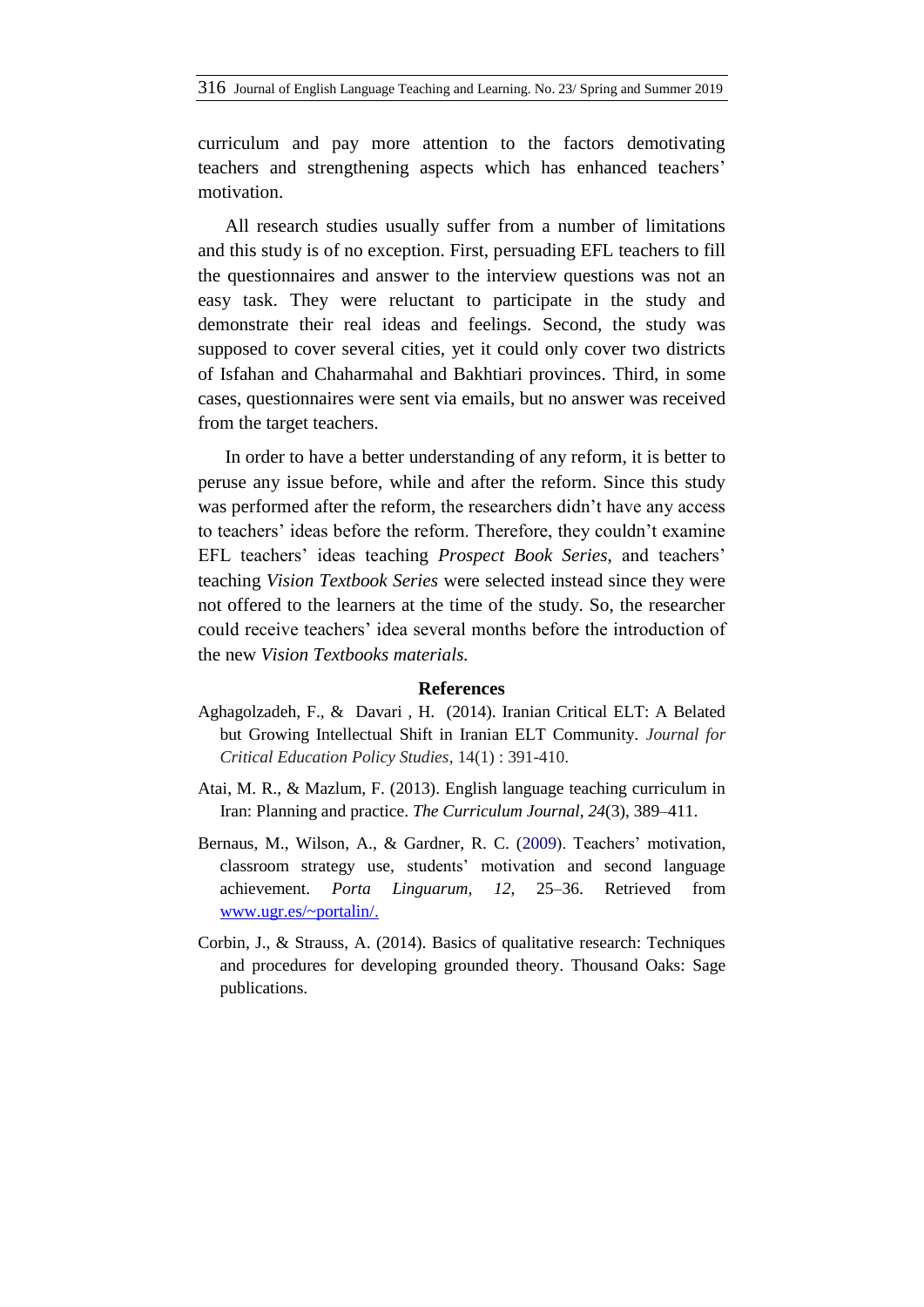curriculum and pay more attention to the factors demotivating teachers and strengthening aspects which has enhanced teachers' motivation.

All research studies usually suffer from a number of limitations and this study is of no exception. First, persuading EFL teachers to fill the questionnaires and answer to the interview questions was not an easy task. They were reluctant to participate in the study and demonstrate their real ideas and feelings. Second, the study was supposed to cover several cities, yet it could only cover two districts of Isfahan and Chaharmahal and Bakhtiari provinces. Third, in some cases, questionnaires were sent via emails, but no answer was received from the target teachers.

In order to have a better understanding of any reform, it is better to peruse any issue before, while and after the reform. Since this study was performed after the reform, the researchers didn't have any access to teachers' ideas before the reform. Therefore, they couldn't examine EFL teachers' ideas teaching *Prospect Book Series*, and teachers' teaching *Vision Textbook Series* were selected instead since they were not offered to the learners at the time of the study. So, the researcher could receive teachers' idea several months before the introduction of the new *Vision Textbooks materials.*

## References

Aghagolzadeh, F., & Davari , H. (2014). Iranian Critical ELT: A Belated but Growing Intellectual Shift in Iranian ELT Community. *Journal for Critical Education Policy Studies*, 14(1) : 391-410.

Atai, M. R., & Mazlum, F. (2013). English language teaching curriculum in Iran: Planning and practice. *The Curriculum Journal, 24*(3), 389–411.

Bernaus, M., Wilson, A., & Gardner, R. C. (2009). Teachers' motivation, classroom strategy use, students' motivation and second language achievement. *Porta Linguarum, 12*, 25–36. Retrieved from www.ugr.es/~portalin/.

Corbin, J., & Strauss, A. (2014). Basics of qualitative research: Techniques and procedures for developing grounded theory. Thousand Oaks: Sage publications.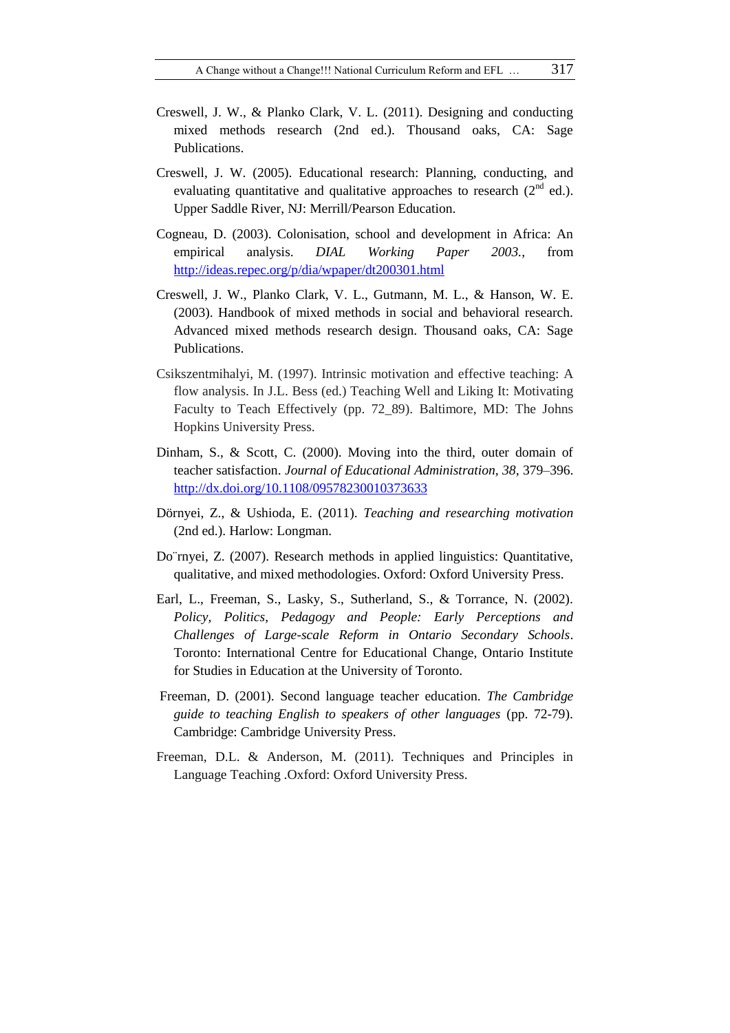Creswell, J. W., & Planko Clark, V. L. (2011). Designing and conducting mixed methods research (2nd ed.). Thousand oaks, CA: Sage Publications.

Creswell, J. W. (2005). Educational research: Planning, conducting, and evaluating quantitative and qualitative approaches to research (2nd ed.). Upper Saddle River, NJ: Merrill/Pearson Education.

Cogneau, D. (2003). Colonisation, school and development in Africa: An empirical analysis. *DIAL Working Paper 2003.*, from http://ideas.repec.org/p/dia/wpaper/dt200301.html

Creswell, J. W., Planko Clark, V. L., Gutmann, M. L., & Hanson, W. E. (2003). Handbook of mixed methods in social and behavioral research. Advanced mixed methods research design. Thousand oaks, CA: Sage Publications.

Csikszentmihalyi, M. (1997). Intrinsic motivation and effective teaching: A flow analysis. In J.L. Bess (ed.) Teaching Well and Liking It: Motivating Faculty to Teach Effectively (pp. 72_89). Baltimore, MD: The Johns Hopkins University Press.

Dinham, S., & Scott, C. (2000). Moving into the third, outer domain of teacher satisfaction. *Journal of Educational Administration, 38*, 379–396. http://dx.doi.org/10.1108/09578230010373633

Dörnyei, Z., & Ushioda, E. (2011). *Teaching and researching motivation* (2nd ed.). Harlow: Longman.

Do¨rnyei, Z. (2007). Research methods in applied linguistics: Quantitative, qualitative, and mixed methodologies. Oxford: Oxford University Press.

Earl, L., Freeman, S., Lasky, S., Sutherland, S., & Torrance, N. (2002). *Policy, Politics, Pedagogy and People: Early Perceptions and Challenges of Large-scale Reform in Ontario Secondary Schools*. Toronto: International Centre for Educational Change, Ontario Institute for Studies in Education at the University of Toronto.

Freeman, D. (2001). Second language teacher education. *The Cambridge guide to teaching English to speakers of other languages* (pp. 72-79). Cambridge: Cambridge University Press.

Freeman, D.L. & Anderson, M. (2011). Techniques and Principles in Language Teaching .Oxford: Oxford University Press.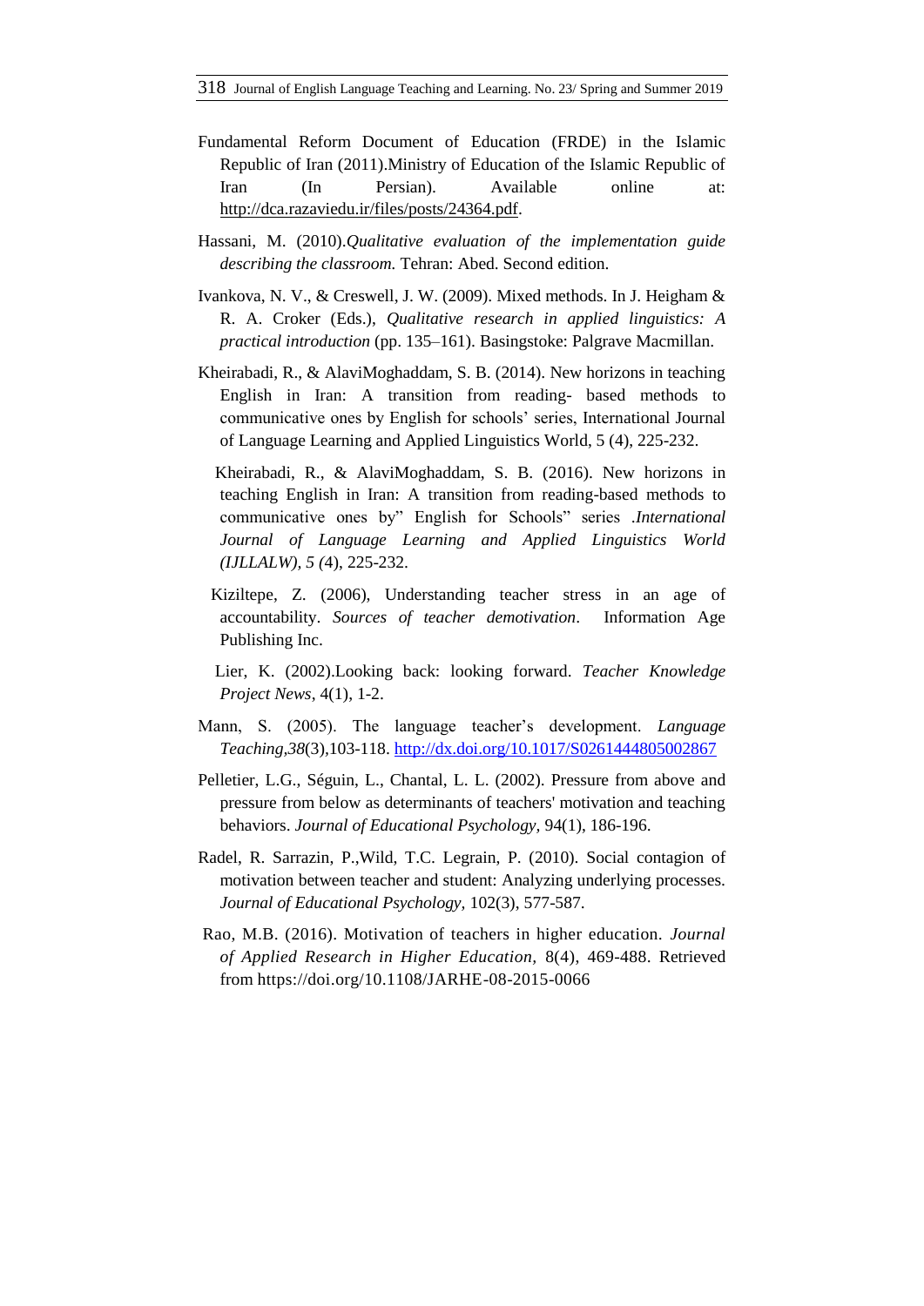Fundamental Reform Document of Education (FRDE) in the Islamic Republic of Iran (2011).Ministry of Education of the Islamic Republic of Iran (In Persian). Available online at: http://dca.razaviedu.ir/files/posts/24364.pdf.

Hassani, M. (2010).*Qualitative evaluation of the implementation guide describing the classroom.* Tehran: Abed. Second edition.

Ivankova, N. V., & Creswell, J. W. (2009). Mixed methods. In J. Heigham & R. A. Croker (Eds.), *Qualitative research in applied linguistics: A practical introduction* (pp. 135–161). Basingstoke: Palgrave Macmillan.

Kheirabadi, R., & AlaviMoghaddam, S. B. (2014). New horizons in teaching English in Iran: A transition from reading- based methods to communicative ones by English for schools' series, International Journal of Language Learning and Applied Linguistics World, 5 (4), 225-232.

Kheirabadi, R., & AlaviMoghaddam, S. B. (2016). New horizons in teaching English in Iran: A transition from reading-based methods to communicative ones by" English for Schools" series .*International Journal of Language Learning and Applied Linguistics World (IJLLALW), 5 (*4), 225-232.

Kiziltepe, Z. (2006), Understanding teacher stress in an age of accountability. *Sources of teacher demotivation*. Information Age Publishing Inc.

Lier, K. (2002).Looking back: looking forward. *Teacher Knowledge Project News*, 4(1), 1-2.

Mann, S. (2005). The language teacher's development. *Language Teaching*,*38*(3),103-118. http://dx.doi.org/10.1017/S0261444805002867

Pelletier, L.G., Séguin, L., Chantal, L. L. (2002). Pressure from above and pressure from below as determinants of teachers' motivation and teaching behaviors. *Journal of Educational Psychology,* 94(1), 186-196.

Radel, R. Sarrazin, P.,Wild, T.C. Legrain, P. (2010). Social contagion of motivation between teacher and student: Analyzing underlying processes. *Journal of Educational Psychology,* 102(3), 577-587.

Rao, M.B. (2016). Motivation of teachers in higher education. *Journal of Applied Research in Higher Education,* 8(4), 469-488. Retrieved from https://doi.org/10.1108/JARHE-08-2015-0066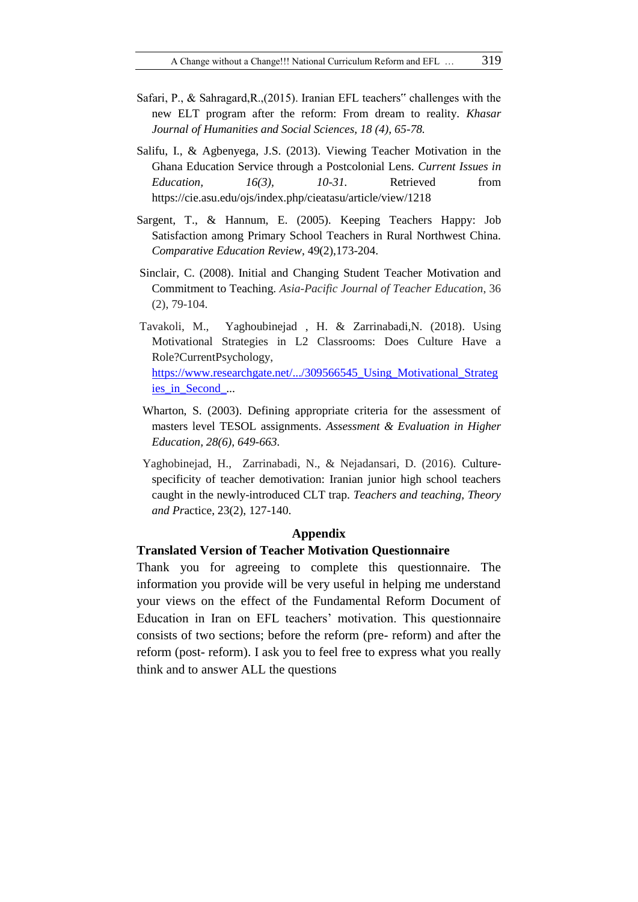Safari, P., & Sahragard,R.,(2015). Iranian EFL teachers" challenges with the new ELT program after the reform: From dream to reality. *Khasar Journal of Humanities and Social Sciences, 18 (4), 65-78.*

Salifu, I., & Agbenyega, J.S. (2013). Viewing Teacher Motivation in the Ghana Education Service through a Postcolonial Lens. *Current Issues in Education, 16(3), 10-31.* Retrieved from https://cie.asu.edu/ojs/index.php/cieatasu/article/view/1218

Sargent, T., & Hannum, E. (2005). Keeping Teachers Happy: Job Satisfaction among Primary School Teachers in Rural Northwest China. *Comparative Education Review*, 49(2),173-204.

Sinclair, C. (2008). Initial and Changing Student Teacher Motivation and Commitment to Teaching. *Asia-Pacific Journal of Teacher Education*, 36 (2), 79-104.

Tavakoli, M., Yaghoubinejad , H. & Zarrinabadi,N. (2018). Using Motivational Strategies in L2 Classrooms: Does Culture Have a Role?CurrentPsychology, https://www.researchgate.net/.../309566545_Using_Motivational_Strategies_in_Second_...

Wharton, S. (2003). Defining appropriate criteria for the assessment of masters level TESOL assignments. *Assessment & Evaluation in Higher Education, 28(6), 649-663.*

Yaghobinejad, H., Zarrinabadi, N., & Nejadansari, D. (2016). Culture-specificity of teacher demotivation: Iranian junior high school teachers caught in the newly-introduced CLT trap. *Teachers and teaching, Theory and Pr*actice, 23(2), 127-140.

## Appendix

### Translated Version of Teacher Motivation Questionnaire

Thank you for agreeing to complete this questionnaire. The information you provide will be very useful in helping me understand your views on the effect of the Fundamental Reform Document of Education in Iran on EFL teachers' motivation. This questionnaire consists of two sections; before the reform (pre- reform) and after the reform (post- reform). I ask you to feel free to express what you really think and to answer ALL the questions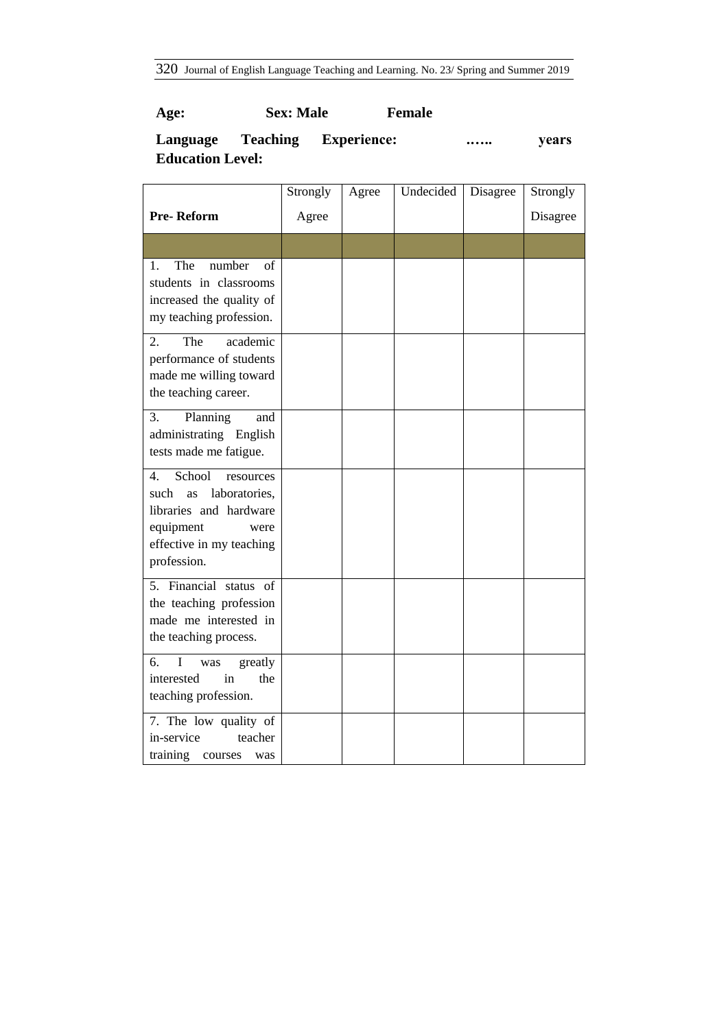**Age:** **Sex: Male** **Female**

**Language Teaching Experience:** **……** **years**
**Education Level:**

| **Pre- Reform** | Strongly Agree | Agree | Undecided | Disagree | Strongly Disagree |
|---|---|---|---|---|---|
| | | | | | |
| 1. The number of students in classrooms increased the quality of my teaching profession. | | | | | |
| 2. The academic performance of students made me willing toward the teaching career. | | | | | |
| 3. Planning and administrating English tests made me fatigue. | | | | | |
| 4. School resources such as laboratories, libraries and hardware equipment were effective in my teaching profession. | | | | | |
| 5. Financial status of the teaching profession made me interested in the teaching process. | | | | | |
| 6. I was greatly interested in the teaching profession. | | | | | |
| 7. The low quality of in-service teacher training courses was | | | | | |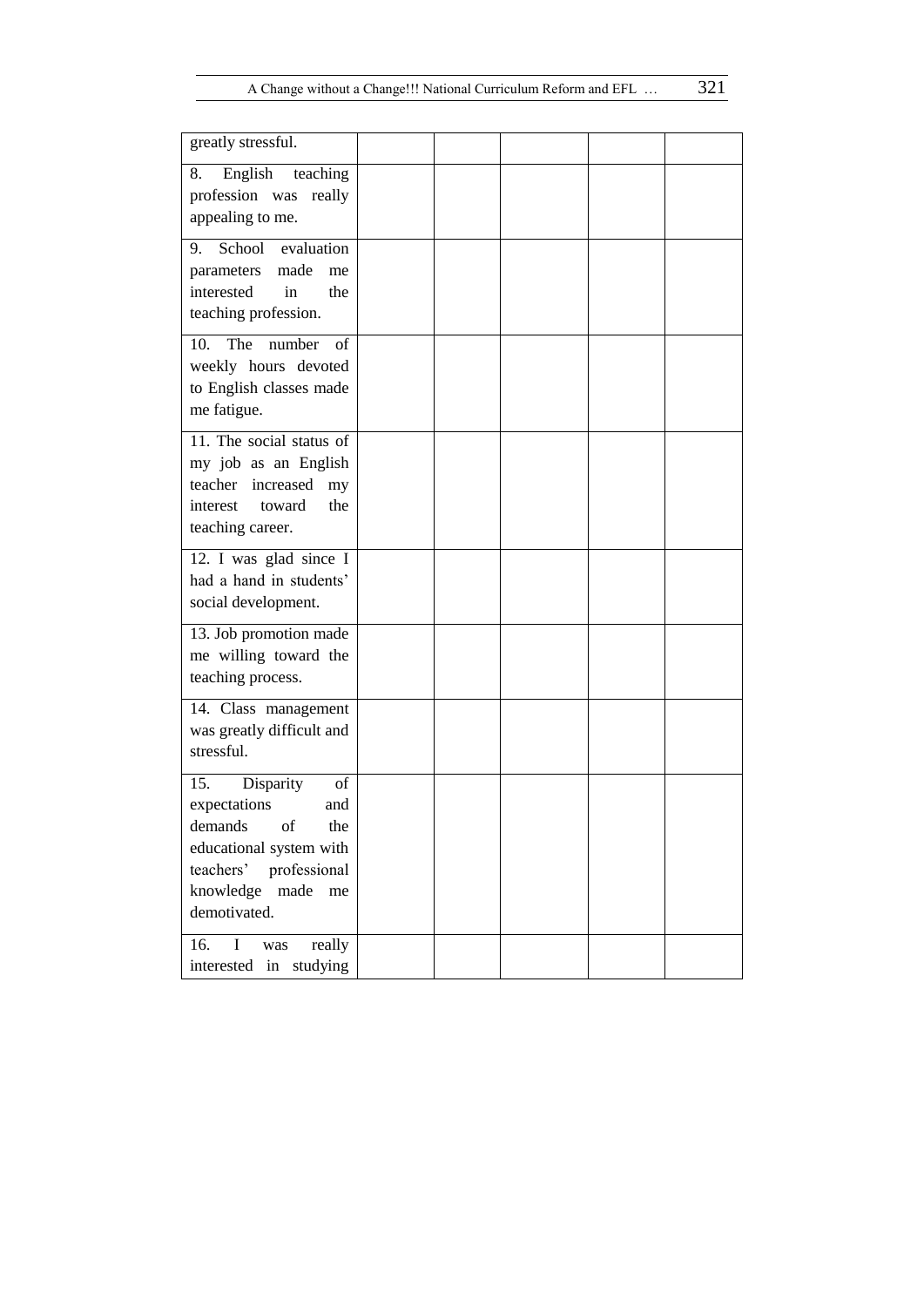| | | | | | |
|---|---|---|---|---|---|
| greatly stressful. | | | | | |
| 8. English teaching profession was really appealing to me. | | | | | |
| 9. School evaluation parameters made me interested in the teaching profession. | | | | | |
| 10. The number of weekly hours devoted to English classes made me fatigue. | | | | | |
| 11. The social status of my job as an English teacher increased my interest toward the teaching career. | | | | | |
| 12. I was glad since I had a hand in students' social development. | | | | | |
| 13. Job promotion made me willing toward the teaching process. | | | | | |
| 14. Class management was greatly difficult and stressful. | | | | | |
| 15. Disparity of expectations and demands of the educational system with teachers' professional knowledge made me demotivated. | | | | | |
| 16. I was really interested in studying | | | | | |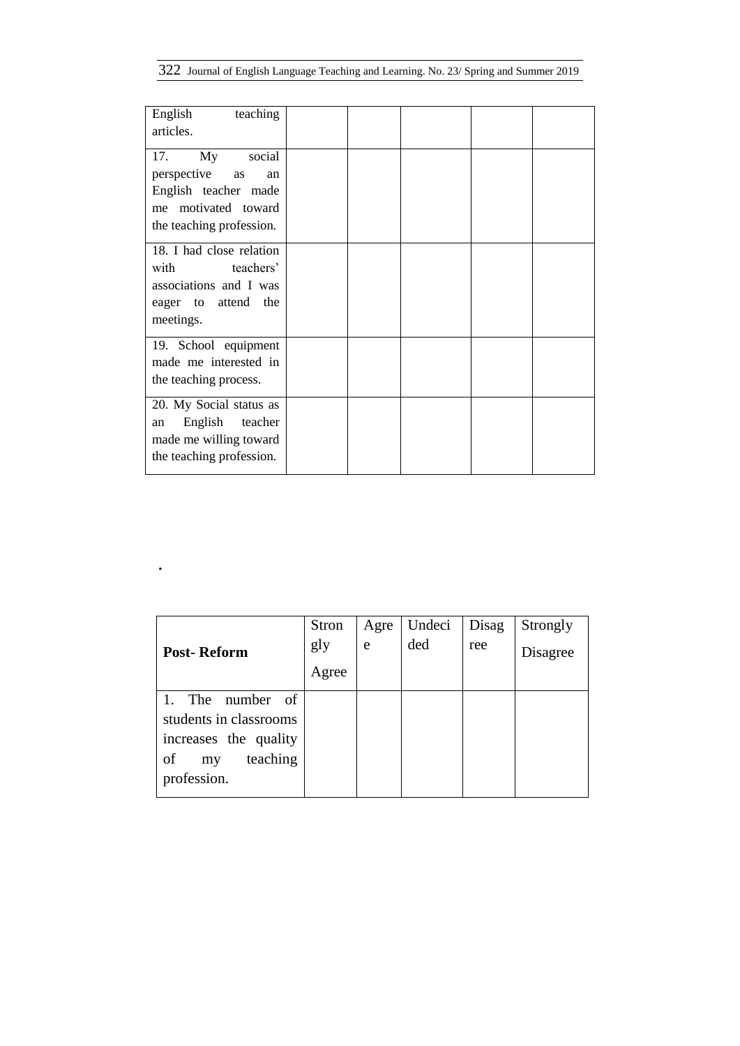| | | | | | |
|---|---|---|---|---|---|
| English teaching articles. | | | | | |
| 17. My social perspective as an English teacher made me motivated toward the teaching profession. | | | | | |
| 18. I had close relation with teachers' associations and I was eager to attend the meetings. | | | | | |
| 19. School equipment made me interested in the teaching process. | | | | | |
| 20. My Social status as an English teacher made me willing toward the teaching profession. | | | | | |

.

| **Post- Reform** | Strongly Agree | Agree | Undecided | Disagree | Strongly Disagree |
|---|---|---|---|---|---|
| 1. The number of students in classrooms increases the quality of my teaching profession. | | | | | |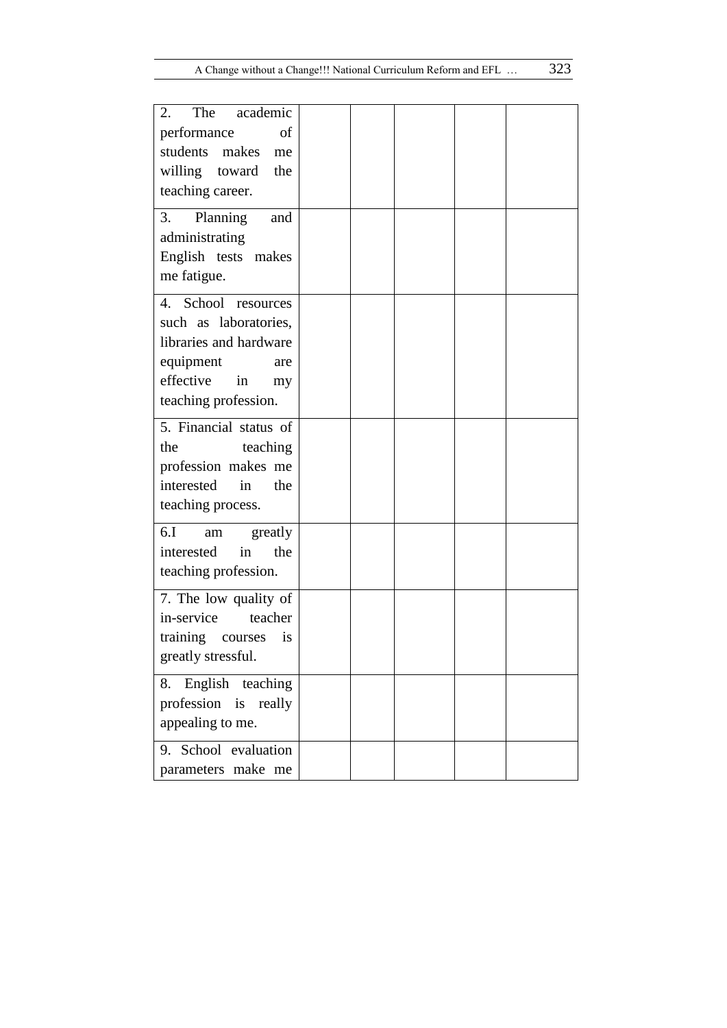| | | | | | |
|---|---|---|---|---|---|
| 2. The academic performance of students makes me willing toward the teaching career. | | | | | |
| 3. Planning and administrating English tests makes me fatigue. | | | | | |
| 4. School resources such as laboratories, libraries and hardware equipment are effective in my teaching profession. | | | | | |
| 5. Financial status of the teaching profession makes me interested in the teaching process. | | | | | |
| 6.I am greatly interested in the teaching profession. | | | | | |
| 7. The low quality of in-service teacher training courses is greatly stressful. | | | | | |
| 8. English teaching profession is really appealing to me. | | | | | |
| 9. School evaluation parameters make me | | | | | |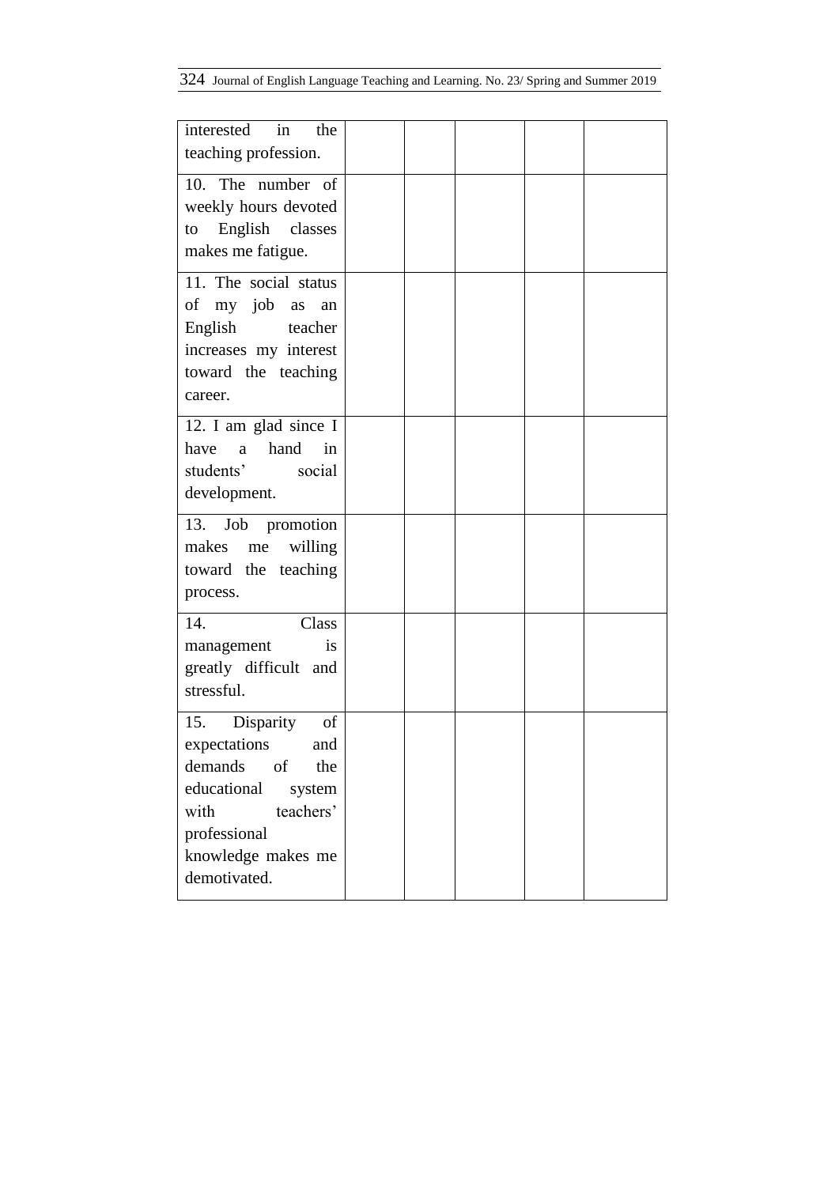| | | | | | |
|---|---|---|---|---|---|
| interested in the teaching profession. | | | | | |
| 10. The number of weekly hours devoted to English classes makes me fatigue. | | | | | |
| 11. The social status of my job as an English teacher increases my interest toward the teaching career. | | | | | |
| 12. I am glad since I have a hand in students' social development. | | | | | |
| 13. Job promotion makes me willing toward the teaching process. | | | | | |
| 14. Class management is greatly difficult and stressful. | | | | | |
| 15. Disparity of expectations and demands of the educational system with teachers' professional knowledge makes me demotivated. | | | | | |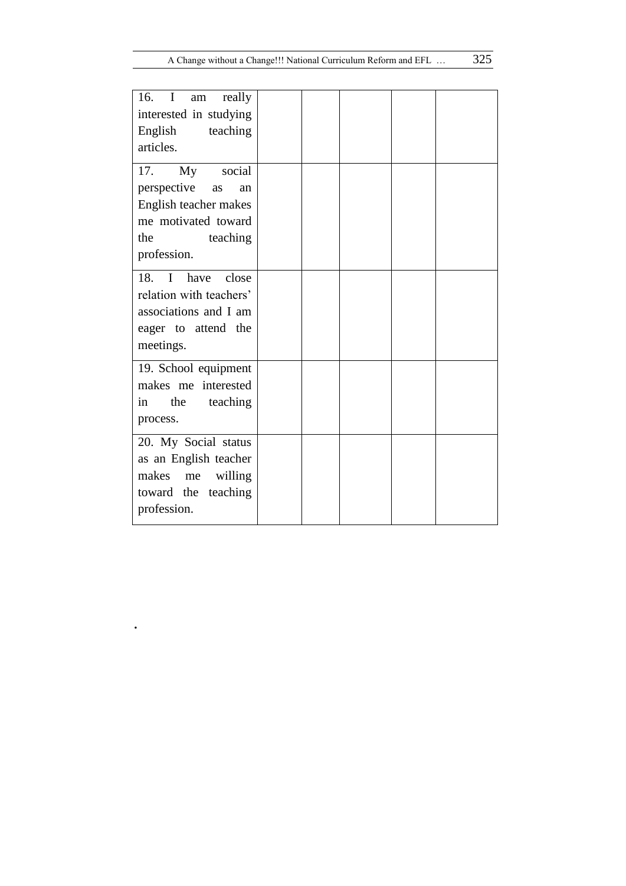| | | | | | |
|---|---|---|---|---|---|
| 16. I am really interested in studying English teaching articles. | | | | | |
| 17. My social perspective as an English teacher makes me motivated toward the teaching profession. | | | | | |
| 18. I have close relation with teachers' associations and I am eager to attend the meetings. | | | | | |
| 19. School equipment makes me interested in the teaching process. | | | | | |
| 20. My Social status as an English teacher makes me willing toward the teaching profession. | | | | | |

.